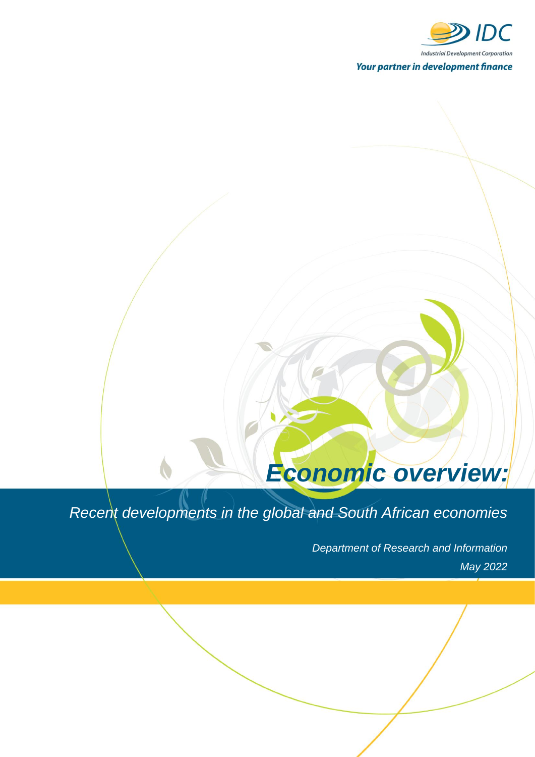IDC

Industrial Development Corporation

*Your partner in development finance*

# *Economic overview:*

*Recent developments in the global and South African economies*

*Department of Research and Information*

*May 2022*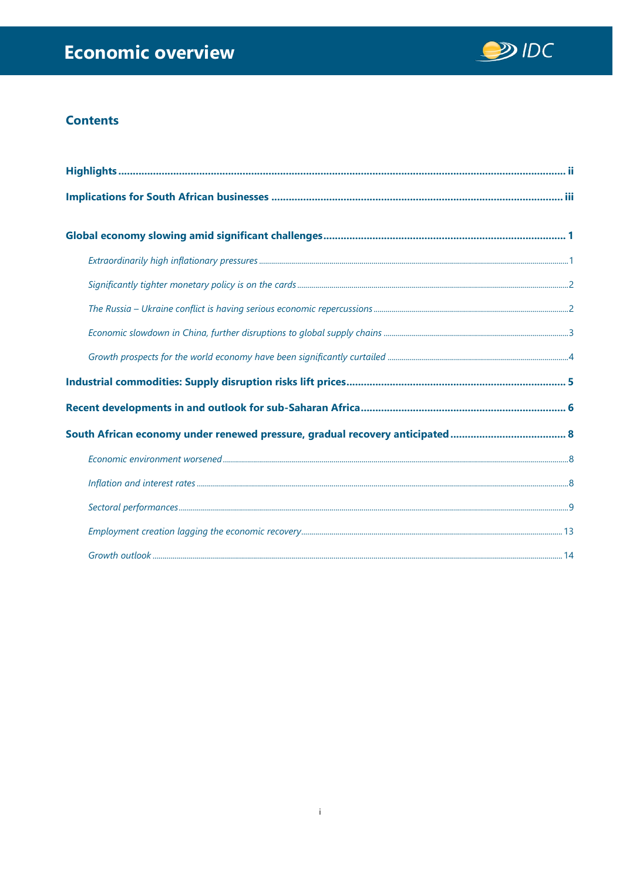# Economic overview

## Contents

**Highlights** ..... ii

**Implications for South African businesses** ..... iii

**Global economy slowing amid significant challenges** ..... 1

*Extraordinarily high inflationary pressures* ..... 1

*Significantly tighter monetary policy is on the cards* ..... 2

*The Russia – Ukraine conflict is having serious economic repercussions* ..... 2

*Economic slowdown in China, further disruptions to global supply chains* ..... 3

*Growth prospects for the world economy have been significantly curtailed* ..... 4

**Industrial commodities: Supply disruption risks lift prices** ..... 5

**Recent developments in and outlook for sub-Saharan Africa** ..... 6

**South African economy under renewed pressure, gradual recovery anticipated** ..... 8

*Economic environment worsened* ..... 8

*Inflation and interest rates* ..... 8

*Sectoral performances* ..... 9

*Employment creation lagging the economic recovery* ..... 13

*Growth outlook* ..... 14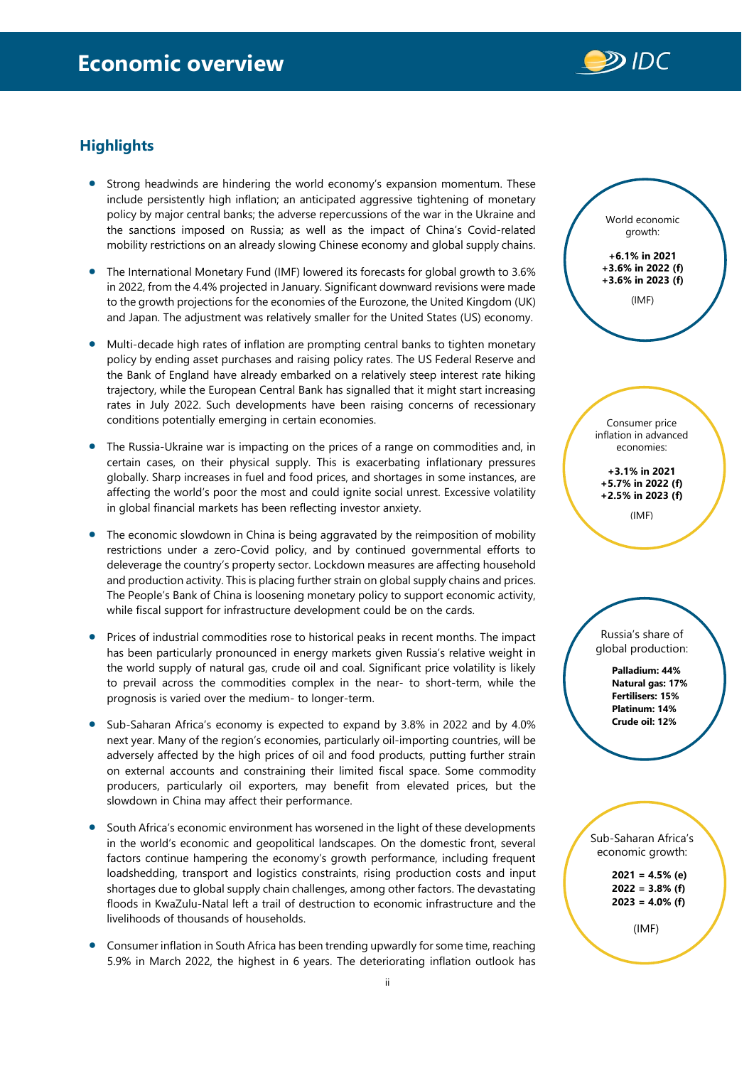# Economic overview

## Highlights

- Strong headwinds are hindering the world economy's expansion momentum. These include persistently high inflation; an anticipated aggressive tightening of monetary policy by major central banks; the adverse repercussions of the war in the Ukraine and the sanctions imposed on Russia; as well as the impact of China's Covid-related mobility restrictions on an already slowing Chinese economy and global supply chains.

- The International Monetary Fund (IMF) lowered its forecasts for global growth to 3.6% in 2022, from the 4.4% projected in January. Significant downward revisions were made to the growth projections for the economies of the Eurozone, the United Kingdom (UK) and Japan. The adjustment was relatively smaller for the United States (US) economy.

- Multi-decade high rates of inflation are prompting central banks to tighten monetary policy by ending asset purchases and raising policy rates. The US Federal Reserve and the Bank of England have already embarked on a relatively steep interest rate hiking trajectory, while the European Central Bank has signalled that it might start increasing rates in July 2022. Such developments have been raising concerns of recessionary conditions potentially emerging in certain economies.

- The Russia-Ukraine war is impacting on the prices of a range on commodities and, in certain cases, on their physical supply. This is exacerbating inflationary pressures globally. Sharp increases in fuel and food prices, and shortages in some instances, are affecting the world's poor the most and could ignite social unrest. Excessive volatility in global financial markets has been reflecting investor anxiety.

- The economic slowdown in China is being aggravated by the reimposition of mobility restrictions under a zero-Covid policy, and by continued governmental efforts to deleverage the country's property sector. Lockdown measures are affecting household and production activity. This is placing further strain on global supply chains and prices. The People's Bank of China is loosening monetary policy to support economic activity, while fiscal support for infrastructure development could be on the cards.

- Prices of industrial commodities rose to historical peaks in recent months. The impact has been particularly pronounced in energy markets given Russia's relative weight in the world supply of natural gas, crude oil and coal. Significant price volatility is likely to prevail across the commodities complex in the near- to short-term, while the prognosis is varied over the medium- to longer-term.

- Sub-Saharan Africa's economy is expected to expand by 3.8% in 2022 and by 4.0% next year. Many of the region's economies, particularly oil-importing countries, will be adversely affected by the high prices of oil and food products, putting further strain on external accounts and constraining their limited fiscal space. Some commodity producers, particularly oil exporters, may benefit from elevated prices, but the slowdown in China may affect their performance.

- South Africa's economic environment has worsened in the light of these developments in the world's economic and geopolitical landscapes. On the domestic front, several factors continue hampering the economy's growth performance, including frequent loadshedding, transport and logistics constraints, rising production costs and input shortages due to global supply chain challenges, among other factors. The devastating floods in KwaZulu-Natal left a trail of destruction to economic infrastructure and the livelihoods of thousands of households.

- Consumer inflation in South Africa has been trending upwardly for some time, reaching 5.9% in March 2022, the highest in 6 years. The deteriorating inflation outlook has

World economic growth:

**+6.1% in 2021**
**+3.6% in 2022 (f)**
**+3.6% in 2023 (f)**

(IMF)

Consumer price inflation in advanced economies:

**+3.1% in 2021**
**+5.7% in 2022 (f)**
**+2.5% in 2023 (f)**

(IMF)

Russia's share of global production:

**Palladium: 44%**
**Natural gas: 17%**
**Fertilisers: 15%**
**Platinum: 14%**
**Crude oil: 12%**

Sub-Saharan Africa's economic growth:

**2021 = 4.5% (e)**
**2022 = 3.8% (f)**
**2023 = 4.0% (f)**

(IMF)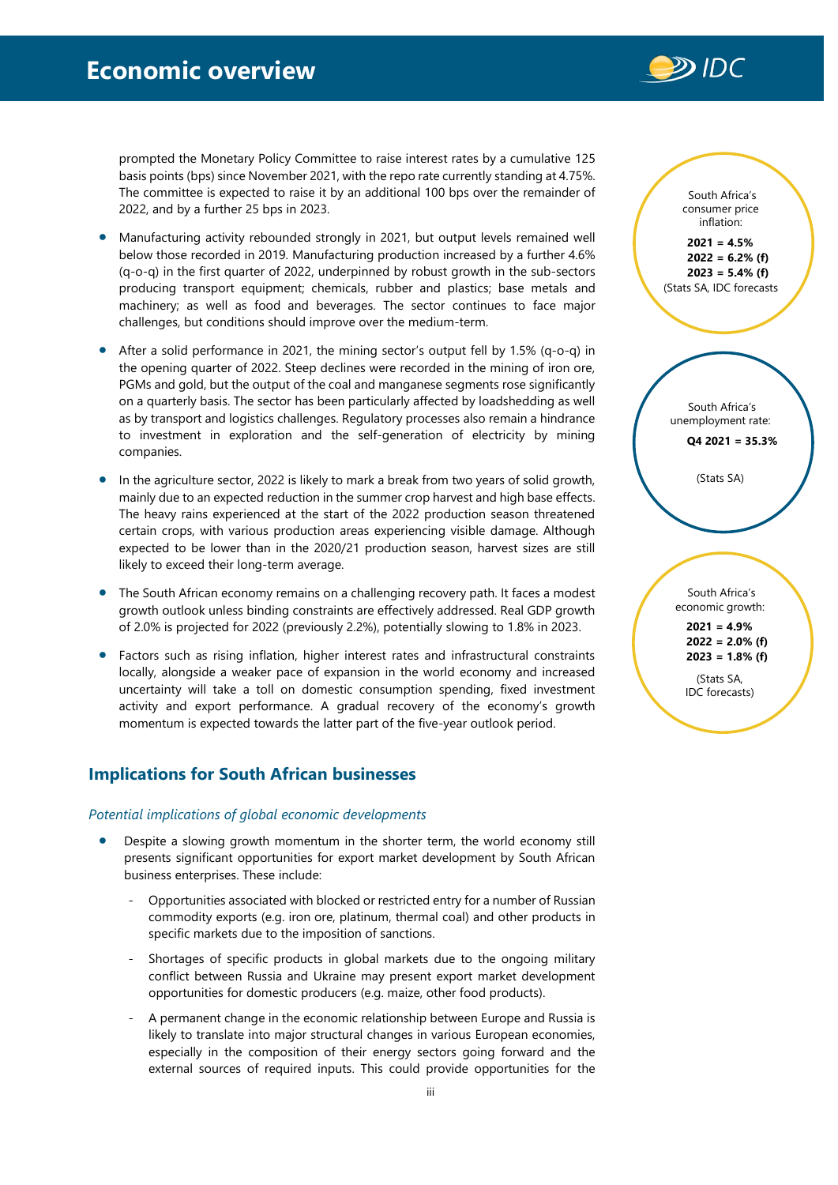prompted the Monetary Policy Committee to raise interest rates by a cumulative 125 basis points (bps) since November 2021, with the repo rate currently standing at 4.75%. The committee is expected to raise it by an additional 100 bps over the remainder of 2022, and by a further 25 bps in 2023.

- Manufacturing activity rebounded strongly in 2021, but output levels remained well below those recorded in 2019. Manufacturing production increased by a further 4.6% (q-o-q) in the first quarter of 2022, underpinned by robust growth in the sub-sectors producing transport equipment; chemicals, rubber and plastics; base metals and machinery; as well as food and beverages. The sector continues to face major challenges, but conditions should improve over the medium-term.
- After a solid performance in 2021, the mining sector's output fell by 1.5% (q-o-q) in the opening quarter of 2022. Steep declines were recorded in the mining of iron ore, PGMs and gold, but the output of the coal and manganese segments rose significantly on a quarterly basis. The sector has been particularly affected by loadshedding as well as by transport and logistics challenges. Regulatory processes also remain a hindrance to investment in exploration and the self-generation of electricity by mining companies.
- In the agriculture sector, 2022 is likely to mark a break from two years of solid growth, mainly due to an expected reduction in the summer crop harvest and high base effects. The heavy rains experienced at the start of the 2022 production season threatened certain crops, with various production areas experiencing visible damage. Although expected to be lower than in the 2020/21 production season, harvest sizes are still likely to exceed their long-term average.
- The South African economy remains on a challenging recovery path. It faces a modest growth outlook unless binding constraints are effectively addressed. Real GDP growth of 2.0% is projected for 2022 (previously 2.2%), potentially slowing to 1.8% in 2023.
- Factors such as rising inflation, higher interest rates and infrastructural constraints locally, alongside a weaker pace of expansion in the world economy and increased uncertainty will take a toll on domestic consumption spending, fixed investment activity and export performance. A gradual recovery of the economy's growth momentum is expected towards the latter part of the five-year outlook period.

South Africa's consumer price inflation:

**2021 = 4.5%**
**2022 = 6.2% (f)**
**2023 = 5.4% (f)**

(Stats SA, IDC forecasts

South Africa's unemployment rate:

**Q4 2021 = 35.3%**

(Stats SA)

South Africa's economic growth:

**2021 = 4.9%**
**2022 = 2.0% (f)**
**2023 = 1.8% (f)**

(Stats SA, IDC forecasts)

## Implications for South African businesses

### *Potential implications of global economic developments*

- Despite a slowing growth momentum in the shorter term, the world economy still presents significant opportunities for export market development by South African business enterprises. These include:
  - Opportunities associated with blocked or restricted entry for a number of Russian commodity exports (e.g. iron ore, platinum, thermal coal) and other products in specific markets due to the imposition of sanctions.
  - Shortages of specific products in global markets due to the ongoing military conflict between Russia and Ukraine may present export market development opportunities for domestic producers (e.g. maize, other food products).
  - A permanent change in the economic relationship between Europe and Russia is likely to translate into major structural changes in various European economies, especially in the composition of their energy sectors going forward and the external sources of required inputs. This could provide opportunities for the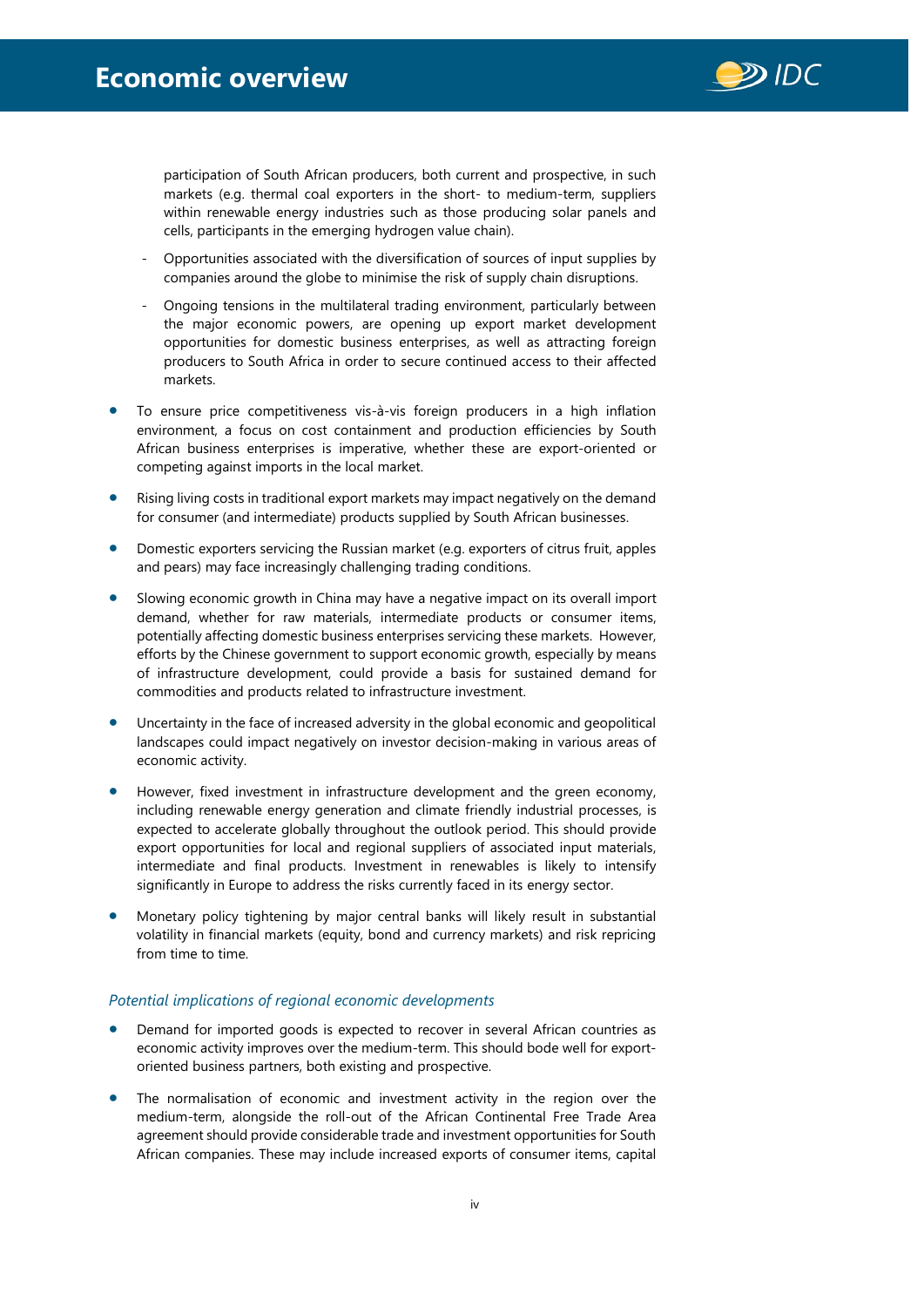participation of South African producers, both current and prospective, in such markets (e.g. thermal coal exporters in the short- to medium-term, suppliers within renewable energy industries such as those producing solar panels and cells, participants in the emerging hydrogen value chain).

  - Opportunities associated with the diversification of sources of input supplies by companies around the globe to minimise the risk of supply chain disruptions.
  - Ongoing tensions in the multilateral trading environment, particularly between the major economic powers, are opening up export market development opportunities for domestic business enterprises, as well as attracting foreign producers to South Africa in order to secure continued access to their affected markets.

- To ensure price competitiveness vis-à-vis foreign producers in a high inflation environment, a focus on cost containment and production efficiencies by South African business enterprises is imperative, whether these are export-oriented or competing against imports in the local market.
- Rising living costs in traditional export markets may impact negatively on the demand for consumer (and intermediate) products supplied by South African businesses.
- Domestic exporters servicing the Russian market (e.g. exporters of citrus fruit, apples and pears) may face increasingly challenging trading conditions.
- Slowing economic growth in China may have a negative impact on its overall import demand, whether for raw materials, intermediate products or consumer items, potentially affecting domestic business enterprises servicing these markets. However, efforts by the Chinese government to support economic growth, especially by means of infrastructure development, could provide a basis for sustained demand for commodities and products related to infrastructure investment.
- Uncertainty in the face of increased adversity in the global economic and geopolitical landscapes could impact negatively on investor decision-making in various areas of economic activity.
- However, fixed investment in infrastructure development and the green economy, including renewable energy generation and climate friendly industrial processes, is expected to accelerate globally throughout the outlook period. This should provide export opportunities for local and regional suppliers of associated input materials, intermediate and final products. Investment in renewables is likely to intensify significantly in Europe to address the risks currently faced in its energy sector.
- Monetary policy tightening by major central banks will likely result in substantial volatility in financial markets (equity, bond and currency markets) and risk repricing from time to time.

*Potential implications of regional economic developments*

- Demand for imported goods is expected to recover in several African countries as economic activity improves over the medium-term. This should bode well for export-oriented business partners, both existing and prospective.
- The normalisation of economic and investment activity in the region over the medium-term, alongside the roll-out of the African Continental Free Trade Area agreement should provide considerable trade and investment opportunities for South African companies. These may include increased exports of consumer items, capital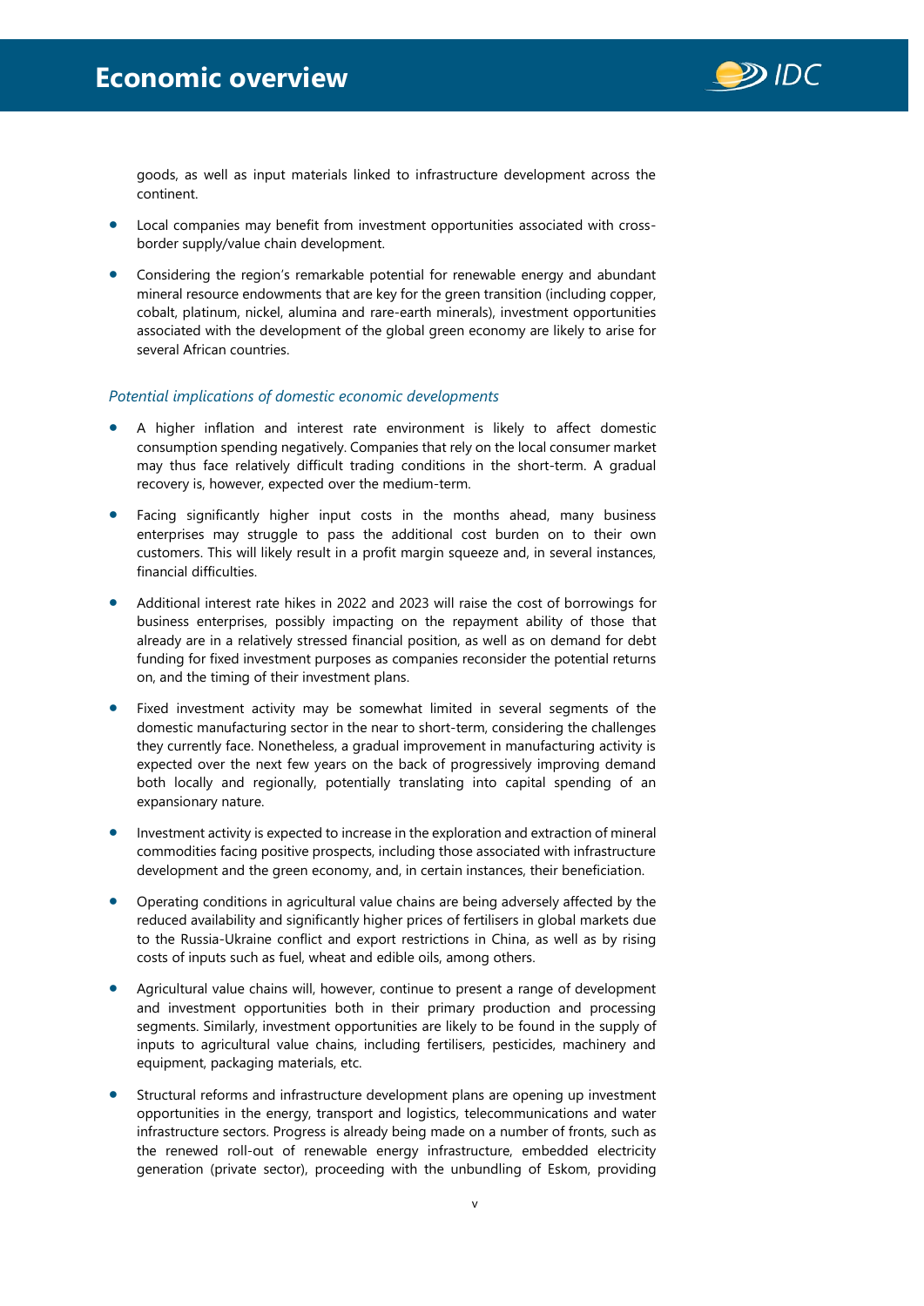goods, as well as input materials linked to infrastructure development across the continent.

- Local companies may benefit from investment opportunities associated with cross-border supply/value chain development.
- Considering the region's remarkable potential for renewable energy and abundant mineral resource endowments that are key for the green transition (including copper, cobalt, platinum, nickel, alumina and rare-earth minerals), investment opportunities associated with the development of the global green economy are likely to arise for several African countries.

*Potential implications of domestic economic developments*

- A higher inflation and interest rate environment is likely to affect domestic consumption spending negatively. Companies that rely on the local consumer market may thus face relatively difficult trading conditions in the short-term. A gradual recovery is, however, expected over the medium-term.
- Facing significantly higher input costs in the months ahead, many business enterprises may struggle to pass the additional cost burden on to their own customers. This will likely result in a profit margin squeeze and, in several instances, financial difficulties.
- Additional interest rate hikes in 2022 and 2023 will raise the cost of borrowings for business enterprises, possibly impacting on the repayment ability of those that already are in a relatively stressed financial position, as well as on demand for debt funding for fixed investment purposes as companies reconsider the potential returns on, and the timing of their investment plans.
- Fixed investment activity may be somewhat limited in several segments of the domestic manufacturing sector in the near to short-term, considering the challenges they currently face. Nonetheless, a gradual improvement in manufacturing activity is expected over the next few years on the back of progressively improving demand both locally and regionally, potentially translating into capital spending of an expansionary nature.
- Investment activity is expected to increase in the exploration and extraction of mineral commodities facing positive prospects, including those associated with infrastructure development and the green economy, and, in certain instances, their beneficiation.
- Operating conditions in agricultural value chains are being adversely affected by the reduced availability and significantly higher prices of fertilisers in global markets due to the Russia-Ukraine conflict and export restrictions in China, as well as by rising costs of inputs such as fuel, wheat and edible oils, among others.
- Agricultural value chains will, however, continue to present a range of development and investment opportunities both in their primary production and processing segments. Similarly, investment opportunities are likely to be found in the supply of inputs to agricultural value chains, including fertilisers, pesticides, machinery and equipment, packaging materials, etc.
- Structural reforms and infrastructure development plans are opening up investment opportunities in the energy, transport and logistics, telecommunications and water infrastructure sectors. Progress is already being made on a number of fronts, such as the renewed roll-out of renewable energy infrastructure, embedded electricity generation (private sector), proceeding with the unbundling of Eskom, providing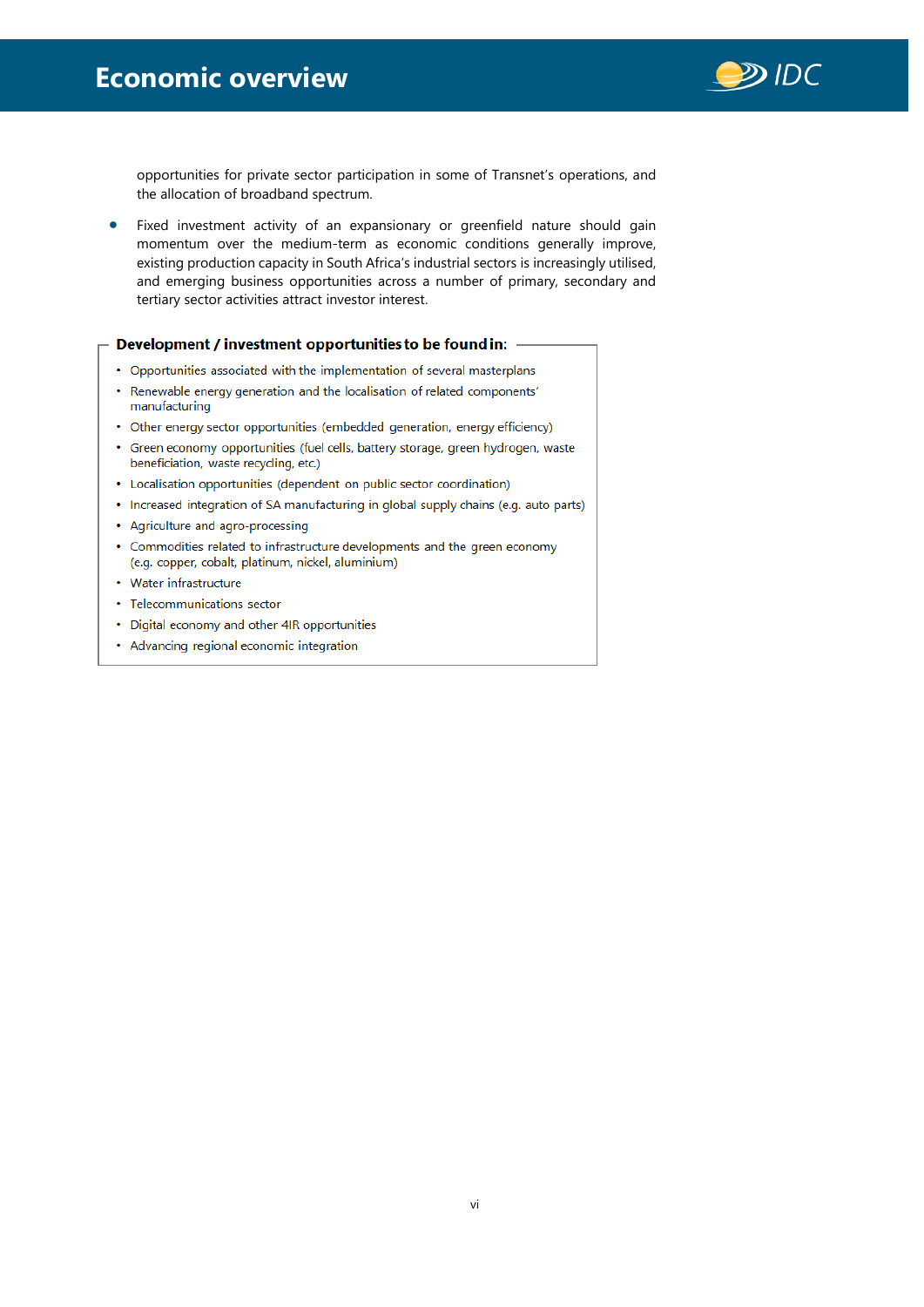opportunities for private sector participation in some of Transnet's operations, and the allocation of broadband spectrum.

- Fixed investment activity of an expansionary or greenfield nature should gain momentum over the medium-term as economic conditions generally improve, existing production capacity in South Africa's industrial sectors is increasingly utilised, and emerging business opportunities across a number of primary, secondary and tertiary sector activities attract investor interest.

**Development / investment opportunities to be found in:**

- Opportunities associated with the implementation of several masterplans
- Renewable energy generation and the localisation of related components' manufacturing
- Other energy sector opportunities (embedded generation, energy efficiency)
- Green economy opportunities (fuel cells, battery storage, green hydrogen, waste beneficiation, waste recycling, etc.)
- Localisation opportunities (dependent on public sector coordination)
- Increased integration of SA manufacturing in global supply chains (e.g. auto parts)
- Agriculture and agro-processing
- Commodities related to infrastructure developments and the green economy (e.g. copper, cobalt, platinum, nickel, aluminium)
- Water infrastructure
- Telecommunications sector
- Digital economy and other 4IR opportunities
- Advancing regional economic integration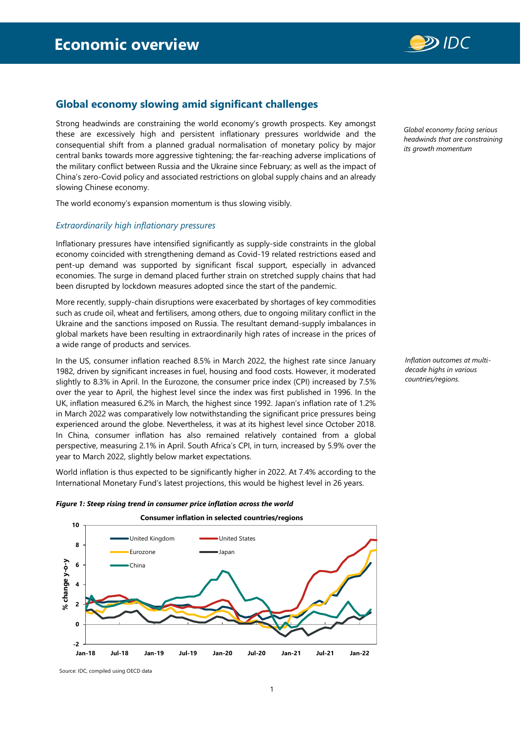# Economic overview

## Global economy slowing amid significant challenges

*Global economy facing serious headwinds that are constraining its growth momentum*

Strong headwinds are constraining the world economy's growth prospects. Key amongst these are excessively high and persistent inflationary pressures worldwide and the consequential shift from a planned gradual normalisation of monetary policy by major central banks towards more aggressive tightening; the far-reaching adverse implications of the military conflict between Russia and the Ukraine since February; as well as the impact of China's zero-Covid policy and associated restrictions on global supply chains and an already slowing Chinese economy.

The world economy's expansion momentum is thus slowing visibly.

### *Extraordinarily high inflationary pressures*

Inflationary pressures have intensified significantly as supply-side constraints in the global economy coincided with strengthening demand as Covid-19 related restrictions eased and pent-up demand was supported by significant fiscal support, especially in advanced economies. The surge in demand placed further strain on stretched supply chains that had been disrupted by lockdown measures adopted since the start of the pandemic.

More recently, supply-chain disruptions were exacerbated by shortages of key commodities such as crude oil, wheat and fertilisers, among others, due to ongoing military conflict in the Ukraine and the sanctions imposed on Russia. The resultant demand-supply imbalances in global markets have been resulting in extraordinarily high rates of increase in the prices of a wide range of products and services.

*Inflation outcomes at multi-decade highs in various countries/regions.*

In the US, consumer inflation reached 8.5% in March 2022, the highest rate since January 1982, driven by significant increases in fuel, housing and food costs. However, it moderated slightly to 8.3% in April. In the Eurozone, the consumer price index (CPI) increased by 7.5% over the year to April, the highest level since the index was first published in 1996. In the UK, inflation measured 6.2% in March, the highest since 1992. Japan's inflation rate of 1.2% in March 2022 was comparatively low notwithstanding the significant price pressures being experienced around the globe. Nevertheless, it was at its highest level since October 2018. In China, consumer inflation has also remained relatively contained from a global perspective, measuring 2.1% in April. South Africa's CPI, in turn, increased by 5.9% over the year to March 2022, slightly below market expectations.

World inflation is thus expected to be significantly higher in 2022. At 7.4% according to the International Monetary Fund's latest projections, this would be highest level in 26 years.

***Figure 1: Steep rising trend in consumer price inflation across the world***

**Consumer inflation in selected countries/regions**

Source: IDC, compiled using OECD data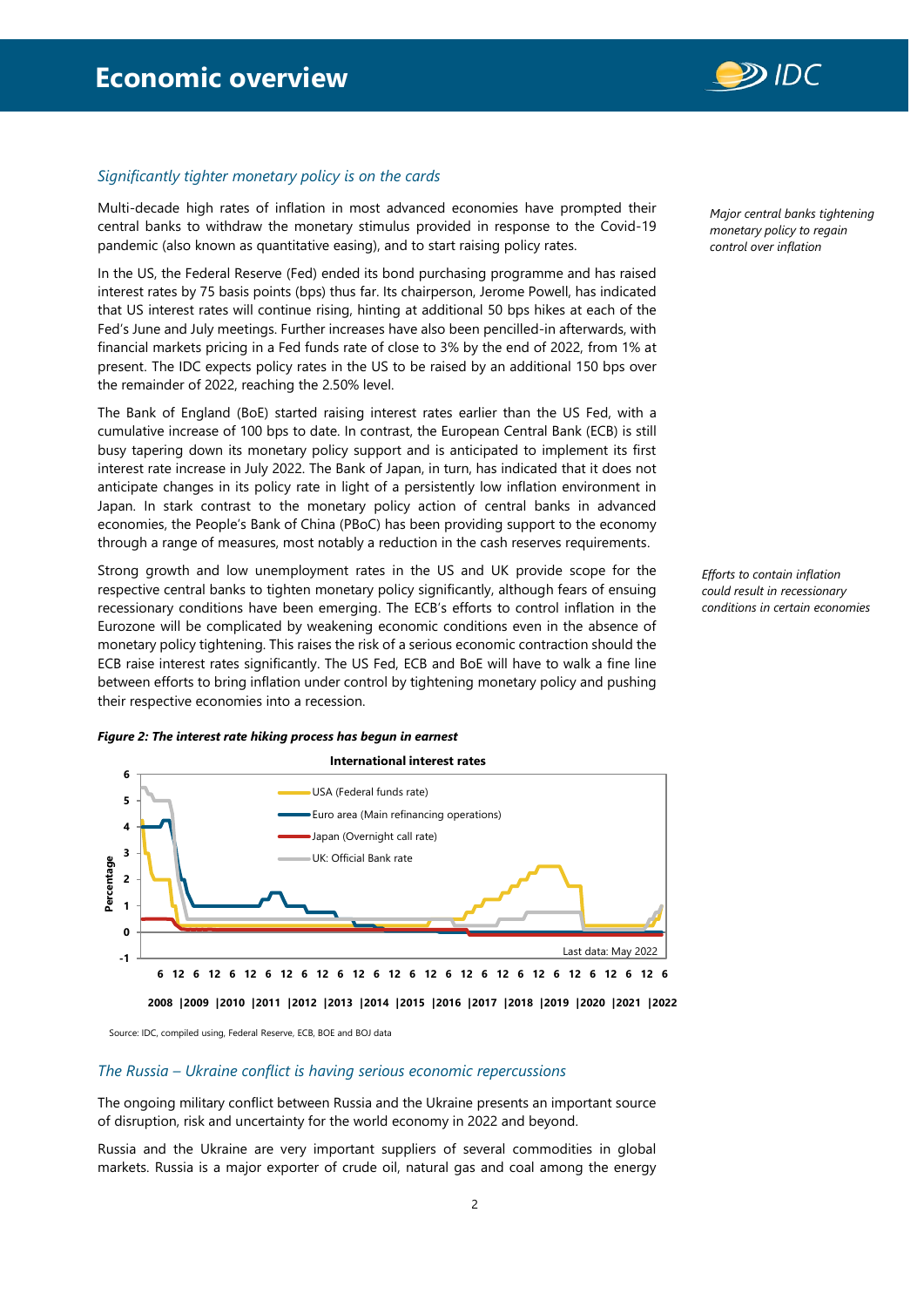### *Significantly tighter monetary policy is on the cards*

*Major central banks tightening monetary policy to regain control over inflation*

Multi-decade high rates of inflation in most advanced economies have prompted their central banks to withdraw the monetary stimulus provided in response to the Covid-19 pandemic (also known as quantitative easing), and to start raising policy rates.

In the US, the Federal Reserve (Fed) ended its bond purchasing programme and has raised interest rates by 75 basis points (bps) thus far. Its chairperson, Jerome Powell, has indicated that US interest rates will continue rising, hinting at additional 50 bps hikes at each of the Fed's June and July meetings. Further increases have also been pencilled-in afterwards, with financial markets pricing in a Fed funds rate of close to 3% by the end of 2022, from 1% at present. The IDC expects policy rates in the US to be raised by an additional 150 bps over the remainder of 2022, reaching the 2.50% level.

The Bank of England (BoE) started raising interest rates earlier than the US Fed, with a cumulative increase of 100 bps to date. In contrast, the European Central Bank (ECB) is still busy tapering down its monetary policy support and is anticipated to implement its first interest rate increase in July 2022. The Bank of Japan, in turn, has indicated that it does not anticipate changes in its policy rate in light of a persistently low inflation environment in Japan. In stark contrast to the monetary policy action of central banks in advanced economies, the People's Bank of China (PBoC) has been providing support to the economy through a range of measures, most notably a reduction in the cash reserves requirements.

*Efforts to contain inflation could result in recessionary conditions in certain economies*

Strong growth and low unemployment rates in the US and UK provide scope for the respective central banks to tighten monetary policy significantly, although fears of ensuing recessionary conditions have been emerging. The ECB's efforts to control inflation in the Eurozone will be complicated by weakening economic conditions even in the absence of monetary policy tightening. This raises the risk of a serious economic contraction should the ECB raise interest rates significantly. The US Fed, ECB and BoE will have to walk a fine line between efforts to bring inflation under control by tightening monetary policy and pushing their respective economies into a recession.

***Figure 2: The interest rate hiking process has begun in earnest***

Source: IDC, compiled using, Federal Reserve, ECB, BOE and BOJ data

### *The Russia – Ukraine conflict is having serious economic repercussions*

The ongoing military conflict between Russia and the Ukraine presents an important source of disruption, risk and uncertainty for the world economy in 2022 and beyond.

Russia and the Ukraine are very important suppliers of several commodities in global markets. Russia is a major exporter of crude oil, natural gas and coal among the energy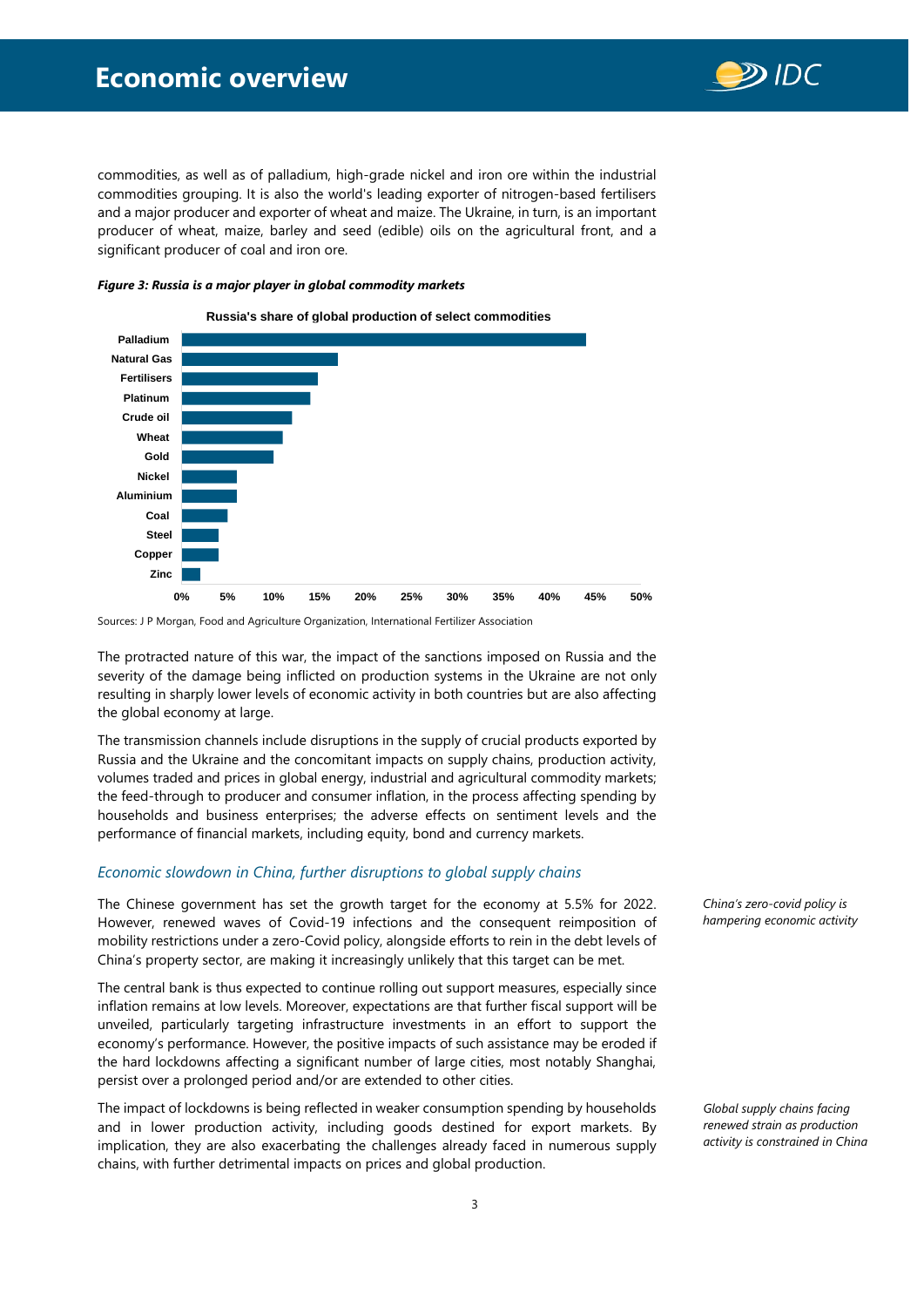commodities, as well as of palladium, high-grade nickel and iron ore within the industrial commodities grouping. It is also the world's leading exporter of nitrogen-based fertilisers and a major producer and exporter of wheat and maize. The Ukraine, in turn, is an important producer of wheat, maize, barley and seed (edible) oils on the agricultural front, and a significant producer of coal and iron ore.

***Figure 3: Russia is a major player in global commodity markets***

**Russia's share of global production of select commodities**

| Commodity | Share (approx.) |
|---|---|
| Palladium | 44% |
| Natural Gas | 17% |
| Fertilisers | 15% |
| Platinum | 14% |
| Crude oil | 12% |
| Wheat | 11% |
| Gold | 10% |
| Nickel | 6% |
| Aluminium | 6% |
| Coal | 5% |
| Steel | 4% |
| Copper | 4% |
| Zinc | 2% |

Sources: J P Morgan, Food and Agriculture Organization, International Fertilizer Association

The protracted nature of this war, the impact of the sanctions imposed on Russia and the severity of the damage being inflicted on production systems in the Ukraine are not only resulting in sharply lower levels of economic activity in both countries but are also affecting the global economy at large.

The transmission channels include disruptions in the supply of crucial products exported by Russia and the Ukraine and the concomitant impacts on supply chains, production activity, volumes traded and prices in global energy, industrial and agricultural commodity markets; the feed-through to producer and consumer inflation, in the process affecting spending by households and business enterprises; the adverse effects on sentiment levels and the performance of financial markets, including equity, bond and currency markets.

### *Economic slowdown in China, further disruptions to global supply chains*

*China's zero-covid policy is hampering economic activity*

The Chinese government has set the growth target for the economy at 5.5% for 2022. However, renewed waves of Covid-19 infections and the consequent reimposition of mobility restrictions under a zero-Covid policy, alongside efforts to rein in the debt levels of China's property sector, are making it increasingly unlikely that this target can be met.

The central bank is thus expected to continue rolling out support measures, especially since inflation remains at low levels. Moreover, expectations are that further fiscal support will be unveiled, particularly targeting infrastructure investments in an effort to support the economy's performance. However, the positive impacts of such assistance may be eroded if the hard lockdowns affecting a significant number of large cities, most notably Shanghai, persist over a prolonged period and/or are extended to other cities.

*Global supply chains facing renewed strain as production activity is constrained in China*

The impact of lockdowns is being reflected in weaker consumption spending by households and in lower production activity, including goods destined for export markets. By implication, they are also exacerbating the challenges already faced in numerous supply chains, with further detrimental impacts on prices and global production.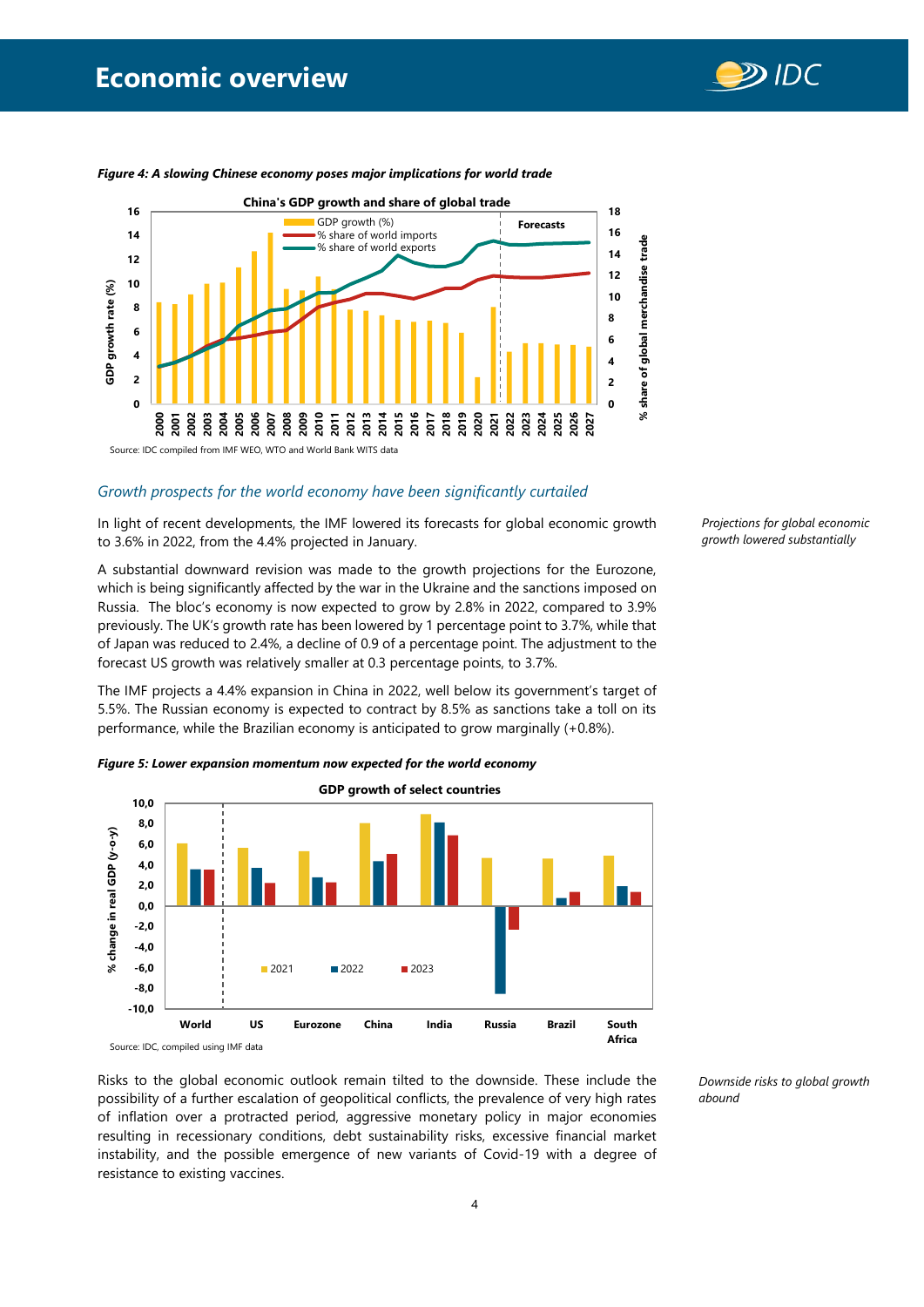*Figure 4: A slowing Chinese economy poses major implications for world trade*

Source: IDC compiled from IMF WEO, WTO and World Bank WITS data

## *Growth prospects for the world economy have been significantly curtailed*

*Projections for global economic growth lowered substantially*

In light of recent developments, the IMF lowered its forecasts for global economic growth to 3.6% in 2022, from the 4.4% projected in January.

A substantial downward revision was made to the growth projections for the Eurozone, which is being significantly affected by the war in the Ukraine and the sanctions imposed on Russia. The bloc's economy is now expected to grow by 2.8% in 2022, compared to 3.9% previously. The UK's growth rate has been lowered by 1 percentage point to 3.7%, while that of Japan was reduced to 2.4%, a decline of 0.9 of a percentage point. The adjustment to the forecast US growth was relatively smaller at 0.3 percentage points, to 3.7%.

The IMF projects a 4.4% expansion in China in 2022, well below its government's target of 5.5%. The Russian economy is expected to contract by 8.5% as sanctions take a toll on its performance, while the Brazilian economy is anticipated to grow marginally (+0.8%).

*Figure 5: Lower expansion momentum now expected for the world economy*

Source: IDC, compiled using IMF data

*Downside risks to global growth abound*

Risks to the global economic outlook remain tilted to the downside. These include the possibility of a further escalation of geopolitical conflicts, the prevalence of very high rates of inflation over a protracted period, aggressive monetary policy in major economies resulting in recessionary conditions, debt sustainability risks, excessive financial market instability, and the possible emergence of new variants of Covid-19 with a degree of resistance to existing vaccines.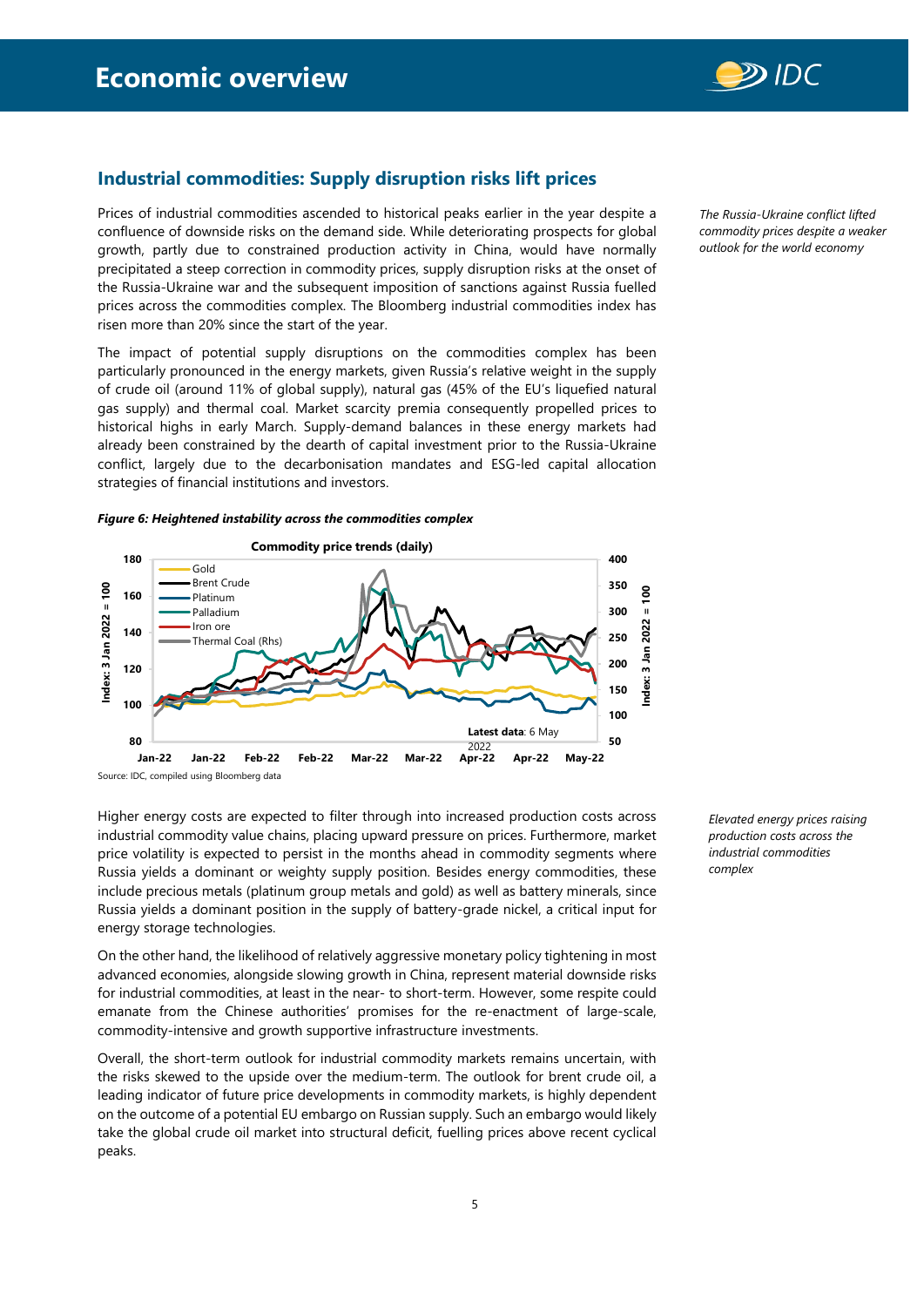## Industrial commodities: Supply disruption risks lift prices

*The Russia-Ukraine conflict lifted commodity prices despite a weaker outlook for the world economy*

Prices of industrial commodities ascended to historical peaks earlier in the year despite a confluence of downside risks on the demand side. While deteriorating prospects for global growth, partly due to constrained production activity in China, would have normally precipitated a steep correction in commodity prices, supply disruption risks at the onset of the Russia-Ukraine war and the subsequent imposition of sanctions against Russia fuelled prices across the commodities complex. The Bloomberg industrial commodities index has risen more than 20% since the start of the year.

The impact of potential supply disruptions on the commodities complex has been particularly pronounced in the energy markets, given Russia's relative weight in the supply of crude oil (around 11% of global supply), natural gas (45% of the EU's liquefied natural gas supply) and thermal coal. Market scarcity premia consequently propelled prices to historical highs in early March. Supply-demand balances in these energy markets had already been constrained by the dearth of capital investment prior to the Russia-Ukraine conflict, largely due to the decarbonisation mandates and ESG-led capital allocation strategies of financial institutions and investors.

***Figure 6: Heightened instability across the commodities complex***

Source: IDC, compiled using Bloomberg data

*Elevated energy prices raising production costs across the industrial commodities complex*

Higher energy costs are expected to filter through into increased production costs across industrial commodity value chains, placing upward pressure on prices. Furthermore, market price volatility is expected to persist in the months ahead in commodity segments where Russia yields a dominant or weighty supply position. Besides energy commodities, these include precious metals (platinum group metals and gold) as well as battery minerals, since Russia yields a dominant position in the supply of battery-grade nickel, a critical input for energy storage technologies.

On the other hand, the likelihood of relatively aggressive monetary policy tightening in most advanced economies, alongside slowing growth in China, represent material downside risks for industrial commodities, at least in the near- to short-term. However, some respite could emanate from the Chinese authorities' promises for the re-enactment of large-scale, commodity-intensive and growth supportive infrastructure investments.

Overall, the short-term outlook for industrial commodity markets remains uncertain, with the risks skewed to the upside over the medium-term. The outlook for brent crude oil, a leading indicator of future price developments in commodity markets, is highly dependent on the outcome of a potential EU embargo on Russian supply. Such an embargo would likely take the global crude oil market into structural deficit, fuelling prices above recent cyclical peaks.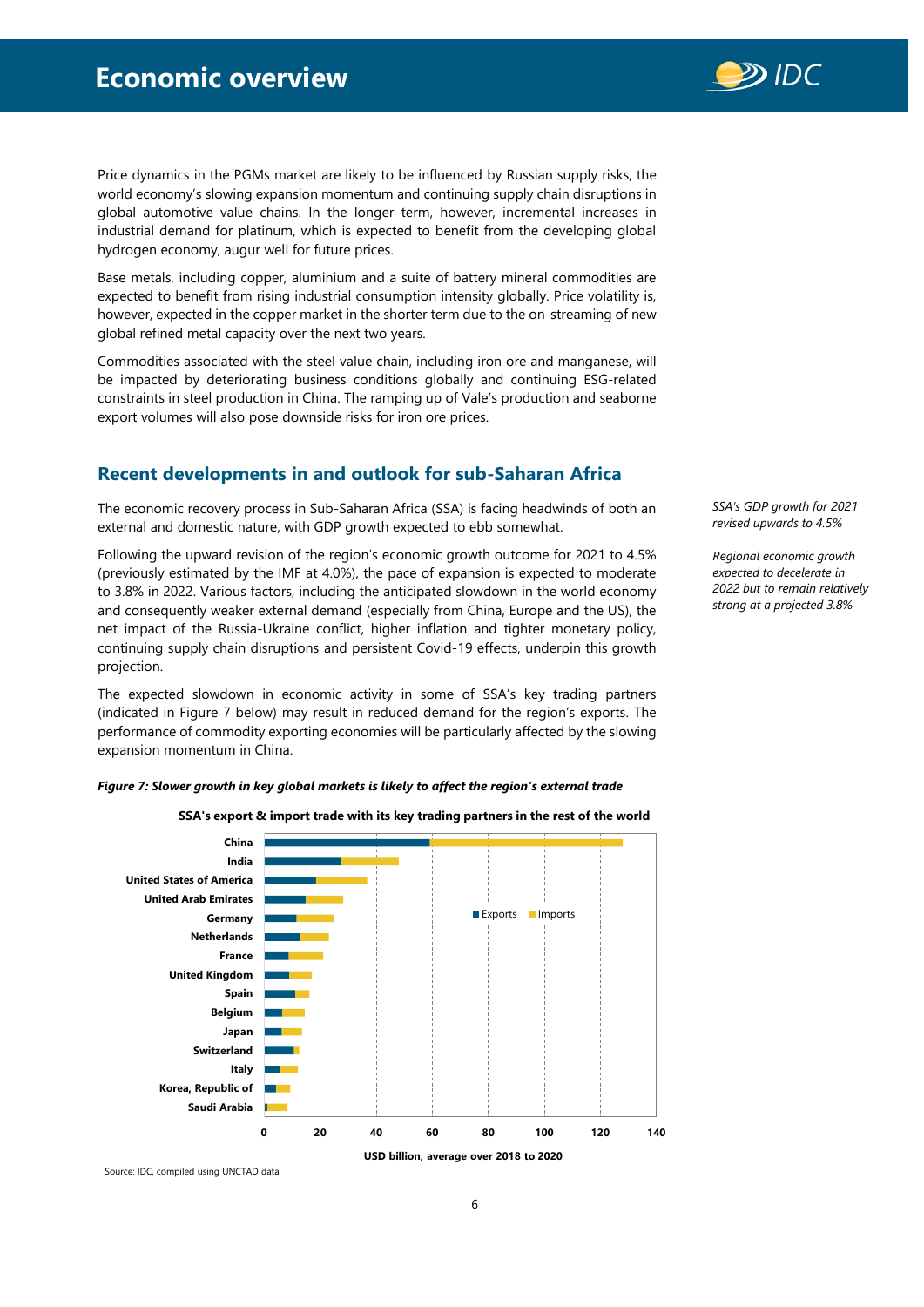Price dynamics in the PGMs market are likely to be influenced by Russian supply risks, the world economy's slowing expansion momentum and continuing supply chain disruptions in global automotive value chains. In the longer term, however, incremental increases in industrial demand for platinum, which is expected to benefit from the developing global hydrogen economy, augur well for future prices.

Base metals, including copper, aluminium and a suite of battery mineral commodities are expected to benefit from rising industrial consumption intensity globally. Price volatility is, however, expected in the copper market in the shorter term due to the on-streaming of new global refined metal capacity over the next two years.

Commodities associated with the steel value chain, including iron ore and manganese, will be impacted by deteriorating business conditions globally and continuing ESG-related constraints in steel production in China. The ramping up of Vale's production and seaborne export volumes will also pose downside risks for iron ore prices.

## Recent developments in and outlook for sub-Saharan Africa

*SSA's GDP growth for 2021 revised upwards to 4.5%*

*Regional economic growth expected to decelerate in 2022 but to remain relatively strong at a projected 3.8%*

The economic recovery process in Sub-Saharan Africa (SSA) is facing headwinds of both an external and domestic nature, with GDP growth expected to ebb somewhat.

Following the upward revision of the region's economic growth outcome for 2021 to 4.5% (previously estimated by the IMF at 4.0%), the pace of expansion is expected to moderate to 3.8% in 2022. Various factors, including the anticipated slowdown in the world economy and consequently weaker external demand (especially from China, Europe and the US), the net impact of the Russia-Ukraine conflict, higher inflation and tighter monetary policy, continuing supply chain disruptions and persistent Covid-19 effects, underpin this growth projection.

The expected slowdown in economic activity in some of SSA's key trading partners (indicated in Figure 7 below) may result in reduced demand for the region's exports. The performance of commodity exporting economies will be particularly affected by the slowing expansion momentum in China.

***Figure 7: Slower growth in key global markets is likely to affect the region's external trade***

**SSA's export & import trade with its key trading partners in the rest of the world**

| Trading partner | Exports | Imports |
|---|---|---|
| China | ~59 | ~69 |
| India | ~27 | ~21 |
| United States of America | ~18 | ~18 |
| United Arab Emirates | ~15 | ~13 |
| Germany | ~11 | ~14 |
| Netherlands | ~12 | ~10 |
| France | ~8 | ~12 |
| United Kingdom | ~9 | ~8 |
| Spain | ~11 | ~5 |
| Belgium | ~6 | ~8 |
| Japan | ~6 | ~7 |
| Switzerland | ~10 | ~2 |
| Italy | ~5 | ~6 |
| Korea, Republic of | ~4 | ~5 |
| Saudi Arabia | ~1 | ~7 |

USD billion, average over 2018 to 2020

Source: IDC, compiled using UNCTAD data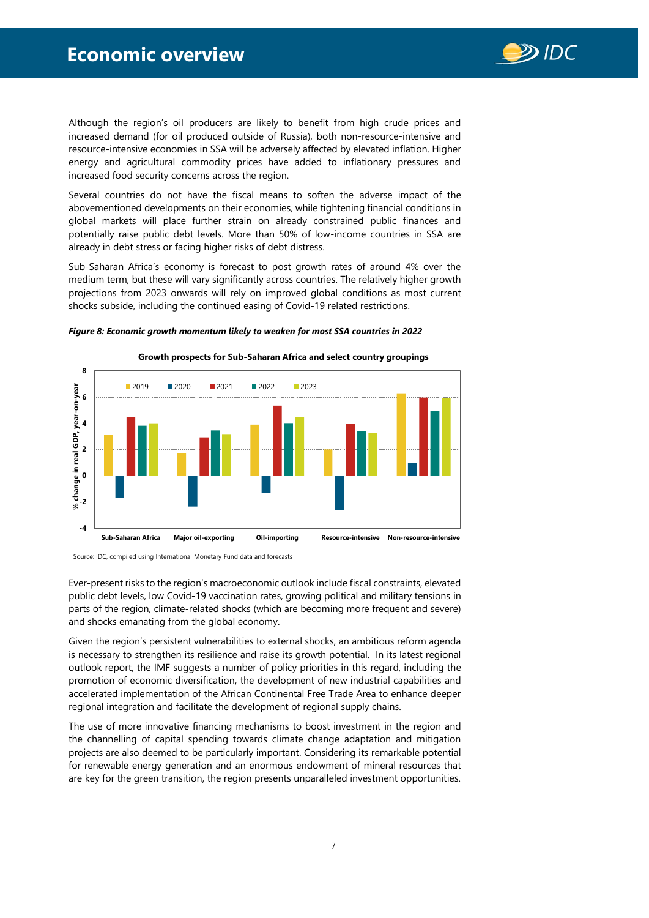Although the region's oil producers are likely to benefit from high crude prices and increased demand (for oil produced outside of Russia), both non-resource-intensive and resource-intensive economies in SSA will be adversely affected by elevated inflation. Higher energy and agricultural commodity prices have added to inflationary pressures and increased food security concerns across the region.

Several countries do not have the fiscal means to soften the adverse impact of the abovementioned developments on their economies, while tightening financial conditions in global markets will place further strain on already constrained public finances and potentially raise public debt levels. More than 50% of low-income countries in SSA are already in debt stress or facing higher risks of debt distress.

Sub-Saharan Africa's economy is forecast to post growth rates of around 4% over the medium term, but these will vary significantly across countries. The relatively higher growth projections from 2023 onwards will rely on improved global conditions as most current shocks subside, including the continued easing of Covid-19 related restrictions.

***Figure 8: Economic growth momentum likely to weaken for most SSA countries in 2022***

**Growth prospects for Sub-Saharan Africa and select country groupings**

Source: IDC, compiled using International Monetary Fund data and forecasts

Ever-present risks to the region's macroeconomic outlook include fiscal constraints, elevated public debt levels, low Covid-19 vaccination rates, growing political and military tensions in parts of the region, climate-related shocks (which are becoming more frequent and severe) and shocks emanating from the global economy.

Given the region's persistent vulnerabilities to external shocks, an ambitious reform agenda is necessary to strengthen its resilience and raise its growth potential. In its latest regional outlook report, the IMF suggests a number of policy priorities in this regard, including the promotion of economic diversification, the development of new industrial capabilities and accelerated implementation of the African Continental Free Trade Area to enhance deeper regional integration and facilitate the development of regional supply chains.

The use of more innovative financing mechanisms to boost investment in the region and the channelling of capital spending towards climate change adaptation and mitigation projects are also deemed to be particularly important. Considering its remarkable potential for renewable energy generation and an enormous endowment of mineral resources that are key for the green transition, the region presents unparalleled investment opportunities.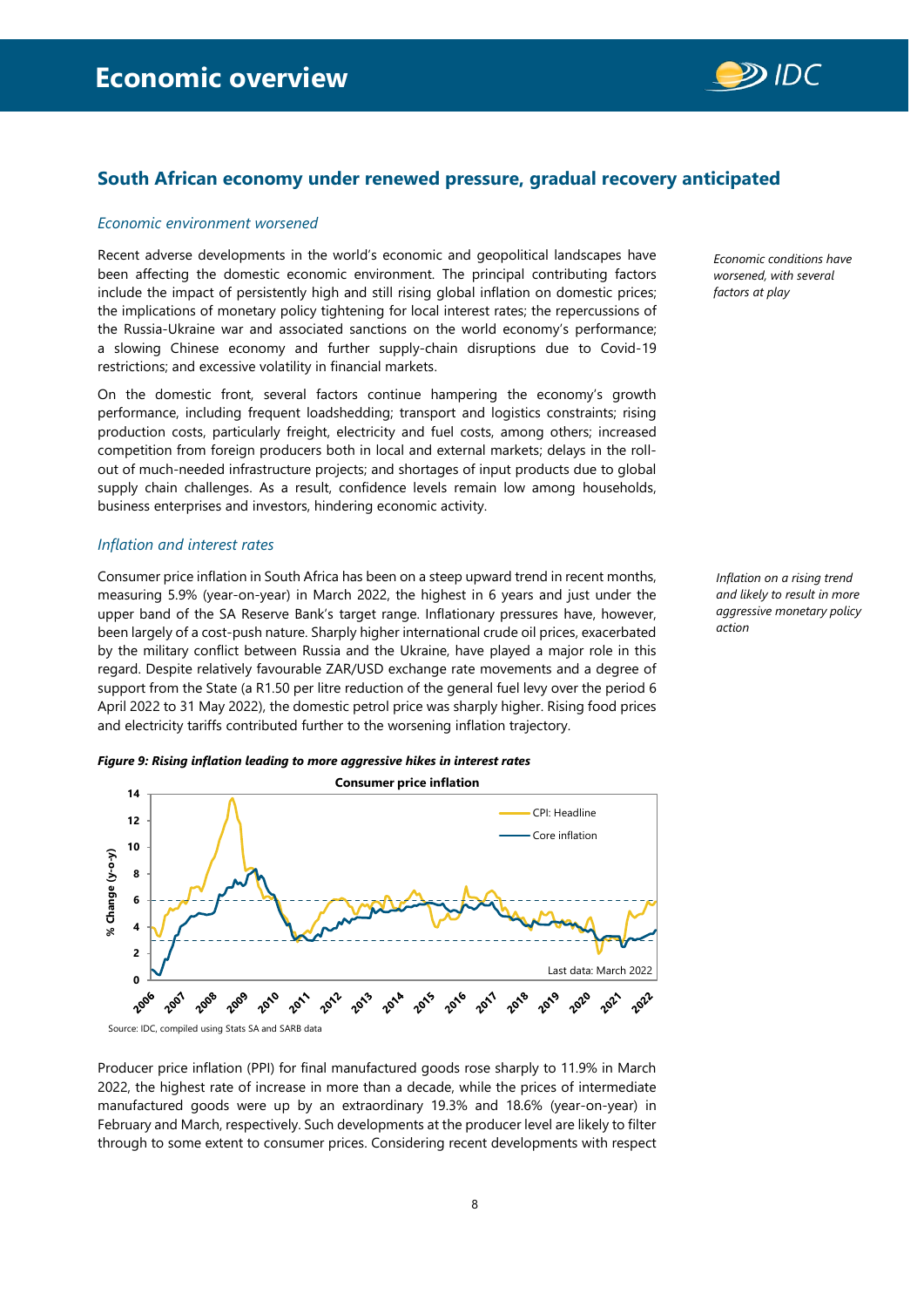# Economic overview

## South African economy under renewed pressure, gradual recovery anticipated

### *Economic environment worsened*

*Economic conditions have worsened, with several factors at play*

Recent adverse developments in the world's economic and geopolitical landscapes have been affecting the domestic economic environment. The principal contributing factors include the impact of persistently high and still rising global inflation on domestic prices; the implications of monetary policy tightening for local interest rates; the repercussions of the Russia-Ukraine war and associated sanctions on the world economy's performance; a slowing Chinese economy and further supply-chain disruptions due to Covid-19 restrictions; and excessive volatility in financial markets.

On the domestic front, several factors continue hampering the economy's growth performance, including frequent loadshedding; transport and logistics constraints; rising production costs, particularly freight, electricity and fuel costs, among others; increased competition from foreign producers both in local and external markets; delays in the roll-out of much-needed infrastructure projects; and shortages of input products due to global supply chain challenges. As a result, confidence levels remain low among households, business enterprises and investors, hindering economic activity.

### *Inflation and interest rates*

*Inflation on a rising trend and likely to result in more aggressive monetary policy action*

Consumer price inflation in South Africa has been on a steep upward trend in recent months, measuring 5.9% (year-on-year) in March 2022, the highest in 6 years and just under the upper band of the SA Reserve Bank's target range. Inflationary pressures have, however, been largely of a cost-push nature. Sharply higher international crude oil prices, exacerbated by the military conflict between Russia and the Ukraine, have played a major role in this regard. Despite relatively favourable ZAR/USD exchange rate movements and a degree of support from the State (a R1.50 per litre reduction of the general fuel levy over the period 6 April 2022 to 31 May 2022), the domestic petrol price was sharply higher. Rising food prices and electricity tariffs contributed further to the worsening inflation trajectory.

***Figure 9: Rising inflation leading to more aggressive hikes in interest rates***

**Consumer price inflation**

Source: IDC, compiled using Stats SA and SARB data

Producer price inflation (PPI) for final manufactured goods rose sharply to 11.9% in March 2022, the highest rate of increase in more than a decade, while the prices of intermediate manufactured goods were up by an extraordinary 19.3% and 18.6% (year-on-year) in February and March, respectively. Such developments at the producer level are likely to filter through to some extent to consumer prices. Considering recent developments with respect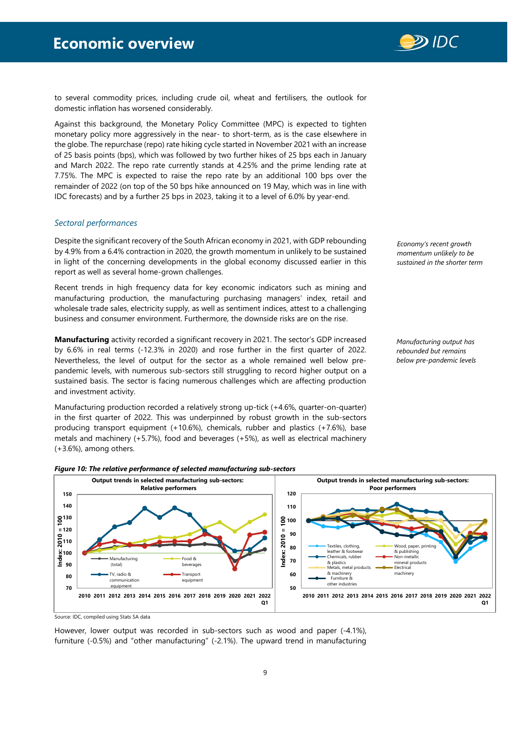to several commodity prices, including crude oil, wheat and fertilisers, the outlook for domestic inflation has worsened considerably.

Against this background, the Monetary Policy Committee (MPC) is expected to tighten monetary policy more aggressively in the near- to short-term, as is the case elsewhere in the globe. The repurchase (repo) rate hiking cycle started in November 2021 with an increase of 25 basis points (bps), which was followed by two further hikes of 25 bps each in January and March 2022. The repo rate currently stands at 4.25% and the prime lending rate at 7.75%. The MPC is expected to raise the repo rate by an additional 100 bps over the remainder of 2022 (on top of the 50 bps hike announced on 19 May, which was in line with IDC forecasts) and by a further 25 bps in 2023, taking it to a level of 6.0% by year-end.

### *Sectoral performances*

*Economy's recent growth momentum unlikely to be sustained in the shorter term*

Despite the significant recovery of the South African economy in 2021, with GDP rebounding by 4.9% from a 6.4% contraction in 2020, the growth momentum in unlikely to be sustained in light of the concerning developments in the global economy discussed earlier in this report as well as several home-grown challenges.

Recent trends in high frequency data for key economic indicators such as mining and manufacturing production, the manufacturing purchasing managers' index, retail and wholesale trade sales, electricity supply, as well as sentiment indices, attest to a challenging business and consumer environment. Furthermore, the downside risks are on the rise.

*Manufacturing output has rebounded but remains below pre-pandemic levels*

**Manufacturing** activity recorded a significant recovery in 2021. The sector's GDP increased by 6.6% in real terms (-12.3% in 2020) and rose further in the first quarter of 2022. Nevertheless, the level of output for the sector as a whole remained well below pre-pandemic levels, with numerous sub-sectors still struggling to record higher output on a sustained basis. The sector is facing numerous challenges which are affecting production and investment activity.

Manufacturing production recorded a relatively strong up-tick (+4.6%, quarter-on-quarter) in the first quarter of 2022. This was underpinned by robust growth in the sub-sectors producing transport equipment (+10.6%), chemicals, rubber and plastics (+7.6%), base metals and machinery (+5.7%), food and beverages (+5%), as well as electrical machinery (+3.6%), among others.

***Figure 10: The relative performance of selected manufacturing sub-sectors***

Source: IDC, compiled using Stats SA data

However, lower output was recorded in sub-sectors such as wood and paper (-4.1%), furniture (-0.5%) and "other manufacturing" (-2.1%). The upward trend in manufacturing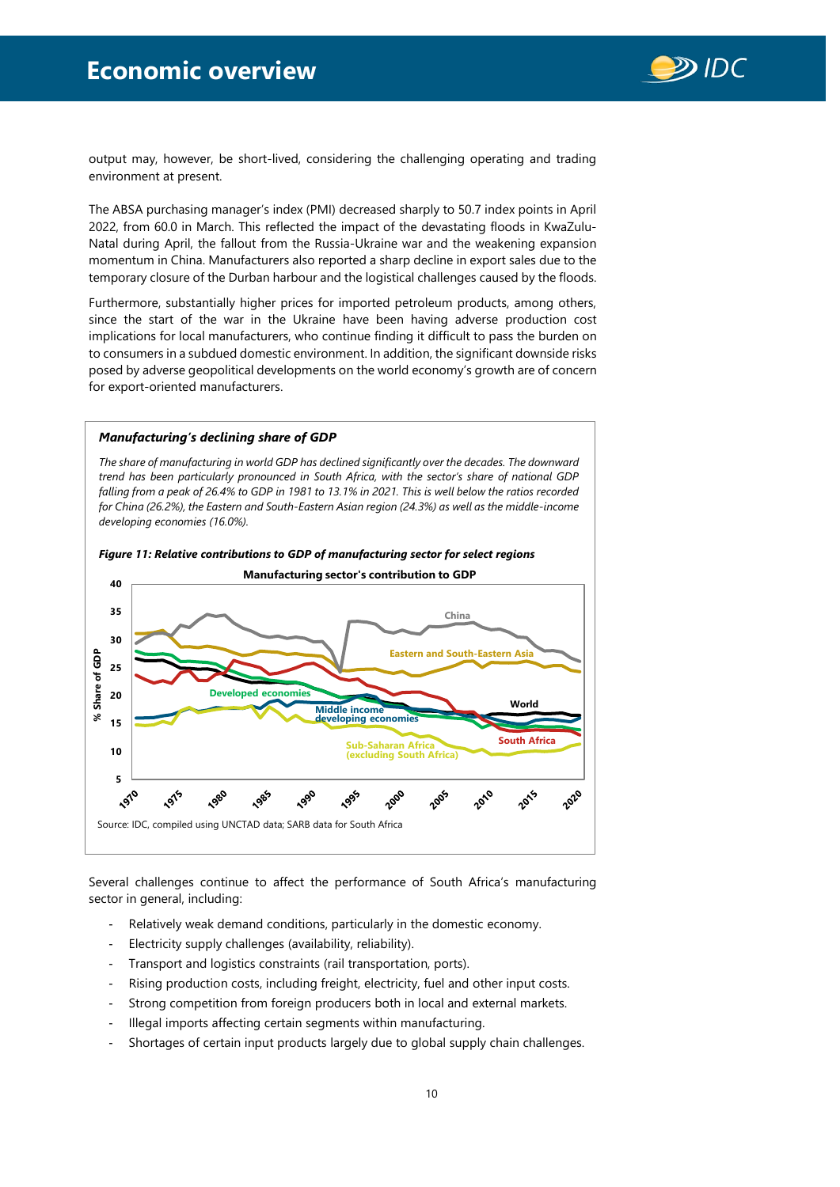output may, however, be short-lived, considering the challenging operating and trading environment at present.

The ABSA purchasing manager's index (PMI) decreased sharply to 50.7 index points in April 2022, from 60.0 in March. This reflected the impact of the devastating floods in KwaZulu-Natal during April, the fallout from the Russia-Ukraine war and the weakening expansion momentum in China. Manufacturers also reported a sharp decline in export sales due to the temporary closure of the Durban harbour and the logistical challenges caused by the floods.

Furthermore, substantially higher prices for imported petroleum products, among others, since the start of the war in the Ukraine have been having adverse production cost implications for local manufacturers, who continue finding it difficult to pass the burden on to consumers in a subdued domestic environment. In addition, the significant downside risks posed by adverse geopolitical developments on the world economy's growth are of concern for export-oriented manufacturers.

### *Manufacturing's declining share of GDP*

*The share of manufacturing in world GDP has declined significantly over the decades. The downward trend has been particularly pronounced in South Africa, with the sector's share of national GDP falling from a peak of 26.4% in 1981 to 13.1% in 2021. This is well below the ratios recorded for China (26.2%), the Eastern and South-Eastern Asian region (24.3%) as well as the middle-income developing economies (16.0%).*

***Figure 11: Relative contributions to GDP of manufacturing sector for select regions***

Source: IDC, compiled using UNCTAD data; SARB data for South Africa

Several challenges continue to affect the performance of South Africa's manufacturing sector in general, including:

- Relatively weak demand conditions, particularly in the domestic economy.
- Electricity supply challenges (availability, reliability).
- Transport and logistics constraints (rail transportation, ports).
- Rising production costs, including freight, electricity, fuel and other input costs.
- Strong competition from foreign producers both in local and external markets.
- Illegal imports affecting certain segments within manufacturing.
- Shortages of certain input products largely due to global supply chain challenges.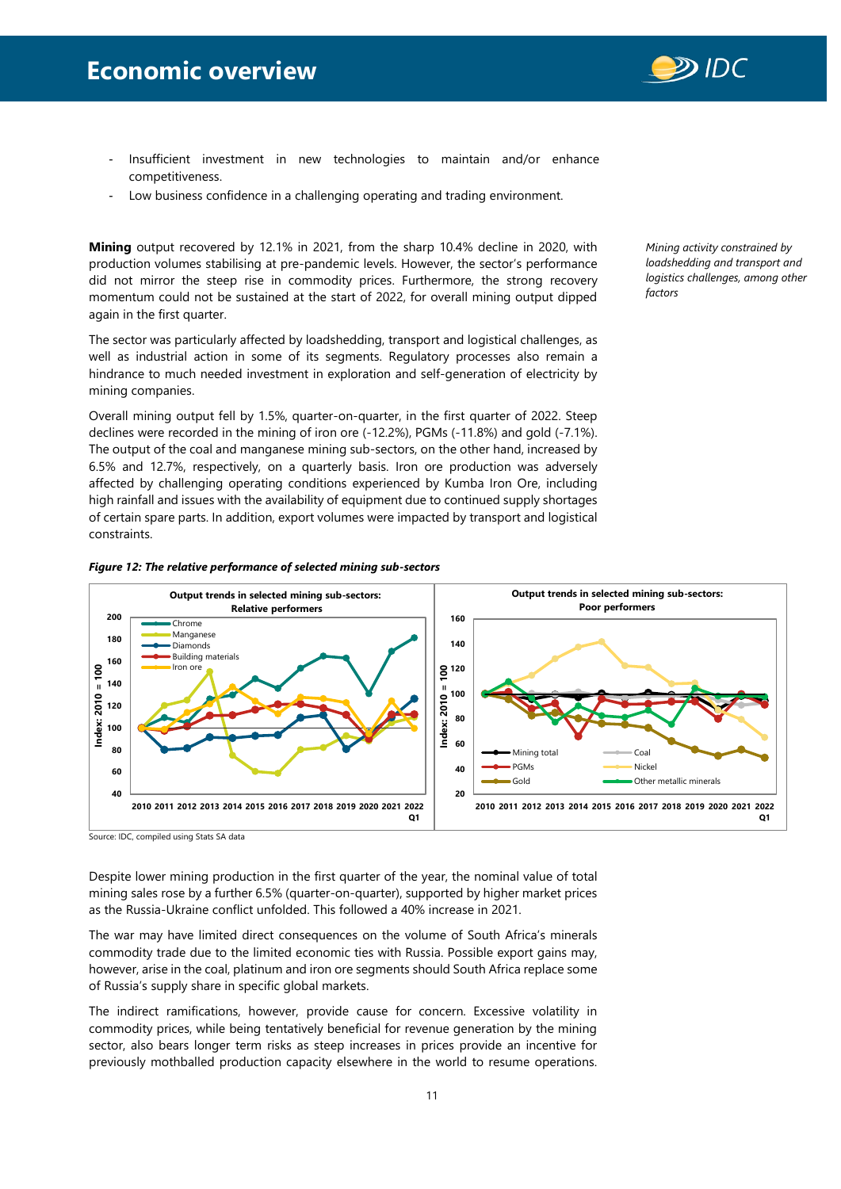- Insufficient investment in new technologies to maintain and/or enhance competitiveness.
- Low business confidence in a challenging operating and trading environment.

*Mining activity constrained by loadshedding and transport and logistics challenges, among other factors*

**Mining** output recovered by 12.1% in 2021, from the sharp 10.4% decline in 2020, with production volumes stabilising at pre-pandemic levels. However, the sector's performance did not mirror the steep rise in commodity prices. Furthermore, the strong recovery momentum could not be sustained at the start of 2022, for overall mining output dipped again in the first quarter.

The sector was particularly affected by loadshedding, transport and logistical challenges, as well as industrial action in some of its segments. Regulatory processes also remain a hindrance to much needed investment in exploration and self-generation of electricity by mining companies.

Overall mining output fell by 1.5%, quarter-on-quarter, in the first quarter of 2022. Steep declines were recorded in the mining of iron ore (-12.2%), PGMs (-11.8%) and gold (-7.1%). The output of the coal and manganese mining sub-sectors, on the other hand, increased by 6.5% and 12.7%, respectively, on a quarterly basis. Iron ore production was adversely affected by challenging operating conditions experienced by Kumba Iron Ore, including high rainfall and issues with the availability of equipment due to continued supply shortages of certain spare parts. In addition, export volumes were impacted by transport and logistical constraints.

***Figure 12: The relative performance of selected mining sub-sectors***

Source: IDC, compiled using Stats SA data

Despite lower mining production in the first quarter of the year, the nominal value of total mining sales rose by a further 6.5% (quarter-on-quarter), supported by higher market prices as the Russia-Ukraine conflict unfolded. This followed a 40% increase in 2021.

The war may have limited direct consequences on the volume of South Africa's minerals commodity trade due to the limited economic ties with Russia. Possible export gains may, however, arise in the coal, platinum and iron ore segments should South Africa replace some of Russia's supply share in specific global markets.

The indirect ramifications, however, provide cause for concern. Excessive volatility in commodity prices, while being tentatively beneficial for revenue generation by the mining sector, also bears longer term risks as steep increases in prices provide an incentive for previously mothballed production capacity elsewhere in the world to resume operations.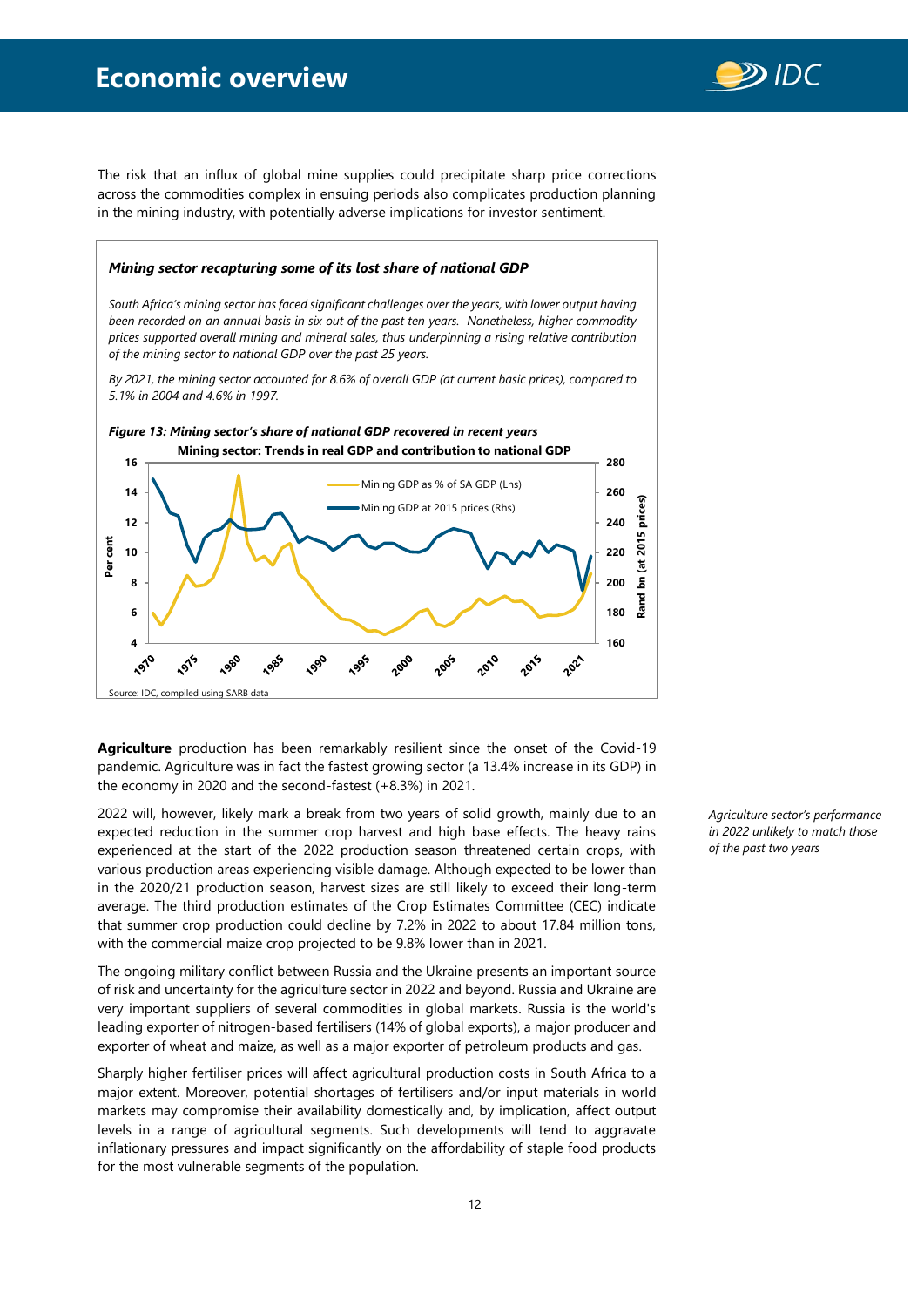The risk that an influx of global mine supplies could precipitate sharp price corrections across the commodities complex in ensuing periods also complicates production planning in the mining industry, with potentially adverse implications for investor sentiment.

> ***Mining sector recapturing some of its lost share of national GDP***
>
> *South Africa's mining sector has faced significant challenges over the years, with lower output having been recorded on an annual basis in six out of the past ten years. Nonetheless, higher commodity prices supported overall mining and mineral sales, thus underpinning a rising relative contribution of the mining sector to national GDP over the past 25 years.*
>
> *By 2021, the mining sector accounted for 8.6% of overall GDP (at current basic prices), compared to 5.1% in 2004 and 4.6% in 1997.*
>
> ***Figure 13: Mining sector's share of national GDP recovered in recent years***
>
> **Mining sector: Trends in real GDP and contribution to national GDP**
>
> Source: IDC, compiled using SARB data

**Agriculture** production has been remarkably resilient since the onset of the Covid-19 pandemic. Agriculture was in fact the fastest growing sector (a 13.4% increase in its GDP) in the economy in 2020 and the second-fastest (+8.3%) in 2021.

*Agriculture sector's performance in 2022 unlikely to match those of the past two years*

2022 will, however, likely mark a break from two years of solid growth, mainly due to an expected reduction in the summer crop harvest and high base effects. The heavy rains experienced at the start of the 2022 production season threatened certain crops, with various production areas experiencing visible damage. Although expected to be lower than in the 2020/21 production season, harvest sizes are still likely to exceed their long-term average. The third production estimates of the Crop Estimates Committee (CEC) indicate that summer crop production could decline by 7.2% in 2022 to about 17.84 million tons, with the commercial maize crop projected to be 9.8% lower than in 2021.

The ongoing military conflict between Russia and the Ukraine presents an important source of risk and uncertainty for the agriculture sector in 2022 and beyond. Russia and Ukraine are very important suppliers of several commodities in global markets. Russia is the world's leading exporter of nitrogen-based fertilisers (14% of global exports), a major producer and exporter of wheat and maize, as well as a major exporter of petroleum products and gas.

Sharply higher fertiliser prices will affect agricultural production costs in South Africa to a major extent. Moreover, potential shortages of fertilisers and/or input materials in world markets may compromise their availability domestically and, by implication, affect output levels in a range of agricultural segments. Such developments will tend to aggravate inflationary pressures and impact significantly on the affordability of staple food products for the most vulnerable segments of the population.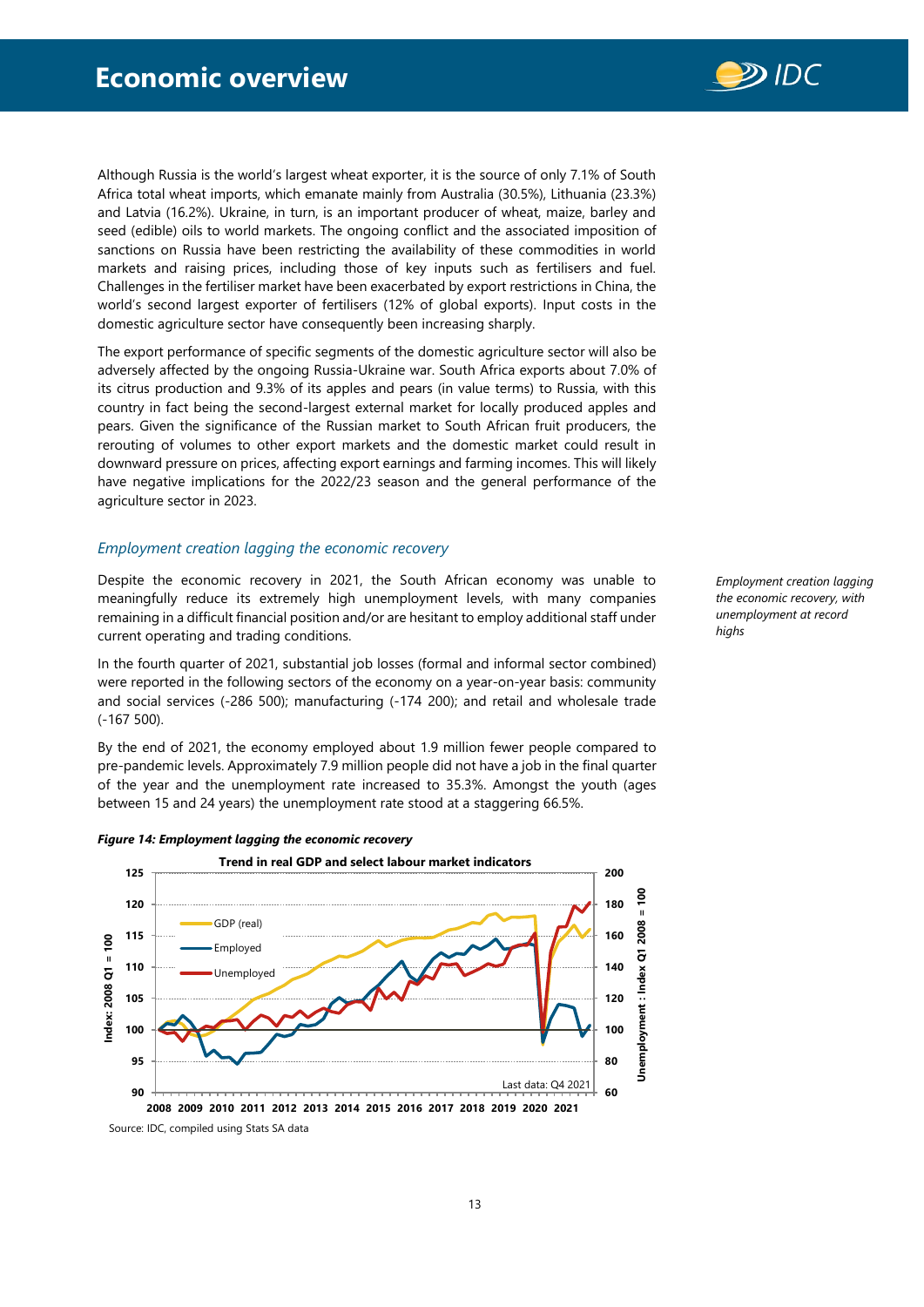Although Russia is the world's largest wheat exporter, it is the source of only 7.1% of South Africa total wheat imports, which emanate mainly from Australia (30.5%), Lithuania (23.3%) and Latvia (16.2%). Ukraine, in turn, is an important producer of wheat, maize, barley and seed (edible) oils to world markets. The ongoing conflict and the associated imposition of sanctions on Russia have been restricting the availability of these commodities in world markets and raising prices, including those of key inputs such as fertilisers and fuel. Challenges in the fertiliser market have been exacerbated by export restrictions in China, the world's second largest exporter of fertilisers (12% of global exports). Input costs in the domestic agriculture sector have consequently been increasing sharply.

The export performance of specific segments of the domestic agriculture sector will also be adversely affected by the ongoing Russia-Ukraine war. South Africa exports about 7.0% of its citrus production and 9.3% of its apples and pears (in value terms) to Russia, with this country in fact being the second-largest external market for locally produced apples and pears. Given the significance of the Russian market to South African fruit producers, the rerouting of volumes to other export markets and the domestic market could result in downward pressure on prices, affecting export earnings and farming incomes. This will likely have negative implications for the 2022/23 season and the general performance of the agriculture sector in 2023.

### *Employment creation lagging the economic recovery*

*Employment creation lagging the economic recovery, with unemployment at record highs*

Despite the economic recovery in 2021, the South African economy was unable to meaningfully reduce its extremely high unemployment levels, with many companies remaining in a difficult financial position and/or are hesitant to employ additional staff under current operating and trading conditions.

In the fourth quarter of 2021, substantial job losses (formal and informal sector combined) were reported in the following sectors of the economy on a year-on-year basis: community and social services (-286 500); manufacturing (-174 200); and retail and wholesale trade (-167 500).

By the end of 2021, the economy employed about 1.9 million fewer people compared to pre-pandemic levels. Approximately 7.9 million people did not have a job in the final quarter of the year and the unemployment rate increased to 35.3%. Amongst the youth (ages between 15 and 24 years) the unemployment rate stood at a staggering 66.5%.

***Figure 14: Employment lagging the economic recovery***

**Trend in real GDP and select labour market indicators**

Legend: GDP (real); Employed; Unemployed

Left axis: Index: 2008 Q1 = 100 (90–125). Right axis: Unemployment : Index Q1 2008 = 100 (60–200). Horizontal axis: 2008–2021. Last data: Q4 2021

Source: IDC, compiled using Stats SA data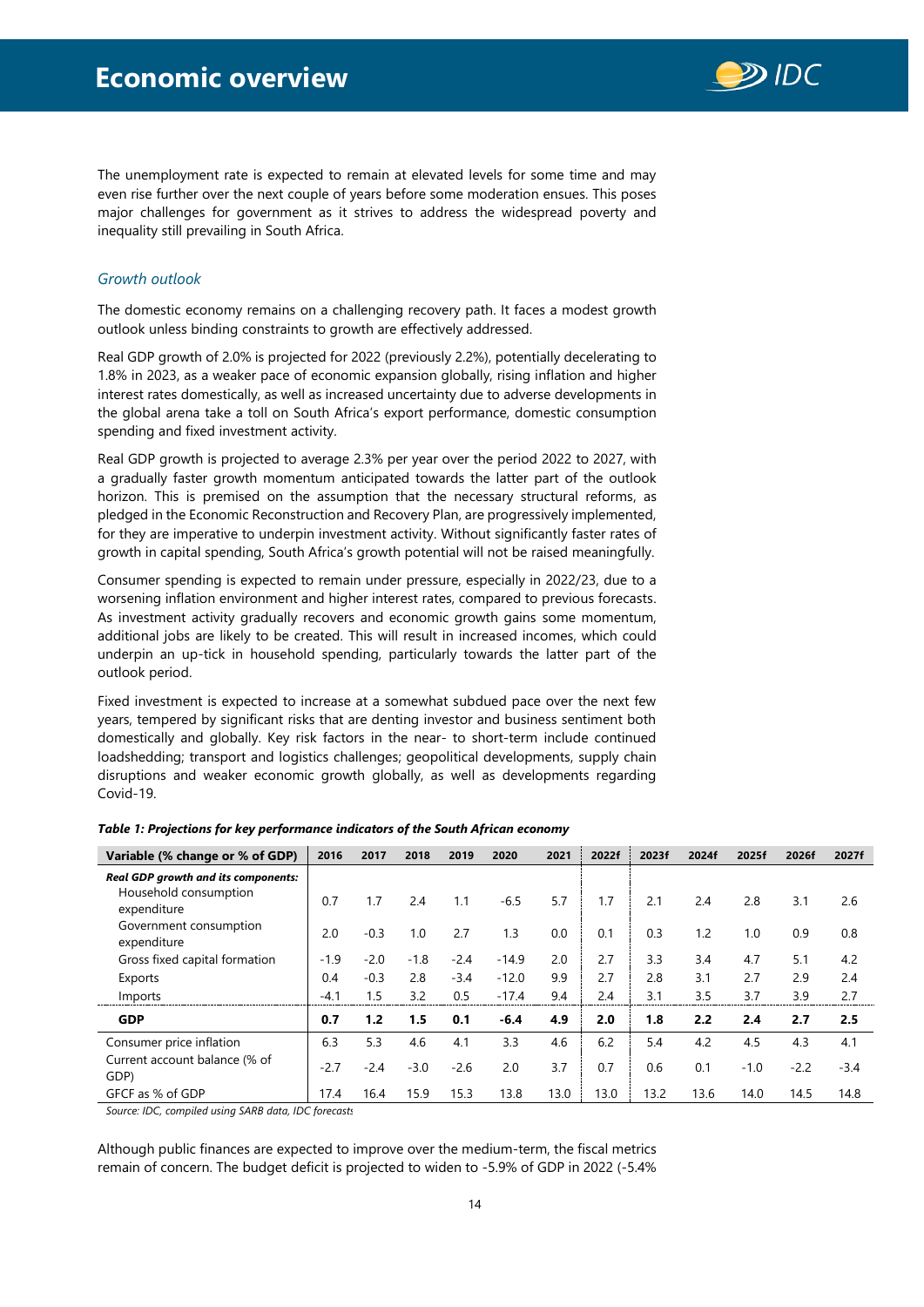The unemployment rate is expected to remain at elevated levels for some time and may even rise further over the next couple of years before some moderation ensues. This poses major challenges for government as it strives to address the widespread poverty and inequality still prevailing in South Africa.

### *Growth outlook*

The domestic economy remains on a challenging recovery path. It faces a modest growth outlook unless binding constraints to growth are effectively addressed.

Real GDP growth of 2.0% is projected for 2022 (previously 2.2%), potentially decelerating to 1.8% in 2023, as a weaker pace of economic expansion globally, rising inflation and higher interest rates domestically, as well as increased uncertainty due to adverse developments in the global arena take a toll on South Africa's export performance, domestic consumption spending and fixed investment activity.

Real GDP growth is projected to average 2.3% per year over the period 2022 to 2027, with a gradually faster growth momentum anticipated towards the latter part of the outlook horizon. This is premised on the assumption that the necessary structural reforms, as pledged in the Economic Reconstruction and Recovery Plan, are progressively implemented, for they are imperative to underpin investment activity. Without significantly faster rates of growth in capital spending, South Africa's growth potential will not be raised meaningfully.

Consumer spending is expected to remain under pressure, especially in 2022/23, due to a worsening inflation environment and higher interest rates, compared to previous forecasts. As investment activity gradually recovers and economic growth gains some momentum, additional jobs are likely to be created. This will result in increased incomes, which could underpin an up-tick in household spending, particularly towards the latter part of the outlook period.

Fixed investment is expected to increase at a somewhat subdued pace over the next few years, tempered by significant risks that are denting investor and business sentiment both domestically and globally. Key risk factors in the near- to short-term include continued loadshedding; transport and logistics challenges; geopolitical developments, supply chain disruptions and weaker economic growth globally, as well as developments regarding Covid-19.

***Table 1: Projections for key performance indicators of the South African economy***

| Variable (% change or % of GDP) | 2016 | 2017 | 2018 | 2019 | 2020 | 2021 | 2022f | 2023f | 2024f | 2025f | 2026f | 2027f |
|---|---|---|---|---|---|---|---|---|---|---|---|---|
| ***Real GDP growth and its components:*** | | | | | | | | | | | | |
| Household consumption expenditure | 0.7 | 1.7 | 2.4 | 1.1 | -6.5 | 5.7 | 1.7 | 2.1 | 2.4 | 2.8 | 3.1 | 2.6 |
| Government consumption expenditure | 2.0 | -0.3 | 1.0 | 2.7 | 1.3 | 0.0 | 0.1 | 0.3 | 1.2 | 1.0 | 0.9 | 0.8 |
| Gross fixed capital formation | -1.9 | -2.0 | -1.8 | -2.4 | -14.9 | 2.0 | 2.7 | 3.3 | 3.4 | 4.7 | 5.1 | 4.2 |
| Exports | 0.4 | -0.3 | 2.8 | -3.4 | -12.0 | 9.9 | 2.7 | 2.8 | 3.1 | 2.7 | 2.9 | 2.4 |
| Imports | -4.1 | 1.5 | 3.2 | 0.5 | -17.4 | 9.4 | 2.4 | 3.1 | 3.5 | 3.7 | 3.9 | 2.7 |
| **GDP** | **0.7** | **1.2** | **1.5** | **0.1** | **-6.4** | **4.9** | **2.0** | **1.8** | **2.2** | **2.4** | **2.7** | **2.5** |
| Consumer price inflation | 6.3 | 5.3 | 4.6 | 4.1 | 3.3 | 4.6 | 6.2 | 5.4 | 4.2 | 4.5 | 4.3 | 4.1 |
| Current account balance (% of GDP) | -2.7 | -2.4 | -3.0 | -2.6 | 2.0 | 3.7 | 0.7 | 0.6 | 0.1 | -1.0 | -2.2 | -3.4 |
| GFCF as % of GDP | 17.4 | 16.4 | 15.9 | 15.3 | 13.8 | 13.0 | 13.0 | 13.2 | 13.6 | 14.0 | 14.5 | 14.8 |

*Source: IDC, compiled using SARB data, IDC forecasts*

Although public finances are expected to improve over the medium-term, the fiscal metrics remain of concern. The budget deficit is projected to widen to -5.9% of GDP in 2022 (-5.4%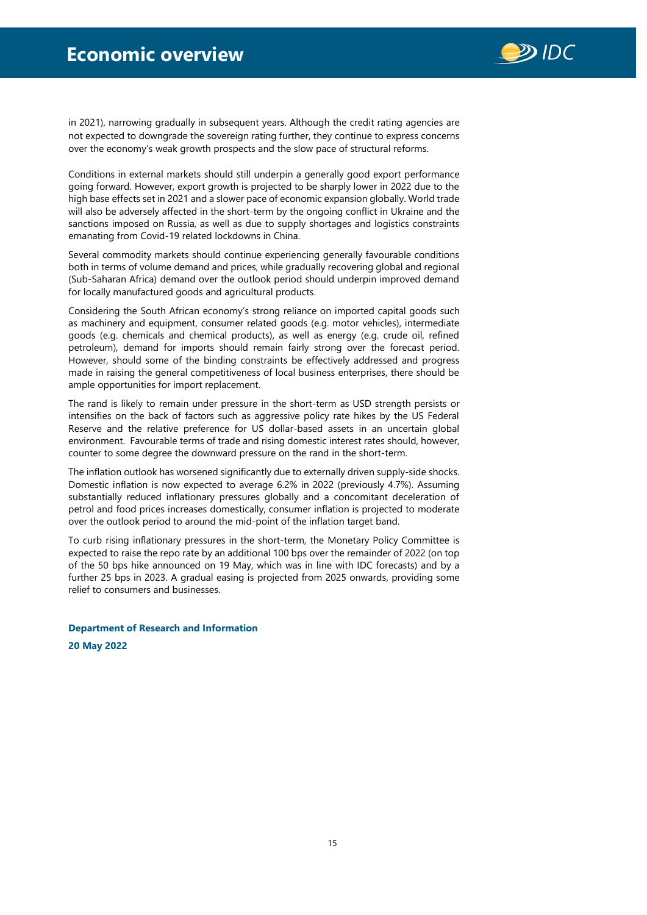in 2021), narrowing gradually in subsequent years. Although the credit rating agencies are not expected to downgrade the sovereign rating further, they continue to express concerns over the economy's weak growth prospects and the slow pace of structural reforms.

Conditions in external markets should still underpin a generally good export performance going forward. However, export growth is projected to be sharply lower in 2022 due to the high base effects set in 2021 and a slower pace of economic expansion globally. World trade will also be adversely affected in the short-term by the ongoing conflict in Ukraine and the sanctions imposed on Russia, as well as due to supply shortages and logistics constraints emanating from Covid-19 related lockdowns in China.

Several commodity markets should continue experiencing generally favourable conditions both in terms of volume demand and prices, while gradually recovering global and regional (Sub-Saharan Africa) demand over the outlook period should underpin improved demand for locally manufactured goods and agricultural products.

Considering the South African economy's strong reliance on imported capital goods such as machinery and equipment, consumer related goods (e.g. motor vehicles), intermediate goods (e.g. chemicals and chemical products), as well as energy (e.g. crude oil, refined petroleum), demand for imports should remain fairly strong over the forecast period. However, should some of the binding constraints be effectively addressed and progress made in raising the general competitiveness of local business enterprises, there should be ample opportunities for import replacement.

The rand is likely to remain under pressure in the short-term as USD strength persists or intensifies on the back of factors such as aggressive policy rate hikes by the US Federal Reserve and the relative preference for US dollar-based assets in an uncertain global environment. Favourable terms of trade and rising domestic interest rates should, however, counter to some degree the downward pressure on the rand in the short-term.

The inflation outlook has worsened significantly due to externally driven supply-side shocks. Domestic inflation is now expected to average 6.2% in 2022 (previously 4.7%). Assuming substantially reduced inflationary pressures globally and a concomitant deceleration of petrol and food prices increases domestically, consumer inflation is projected to moderate over the outlook period to around the mid-point of the inflation target band.

To curb rising inflationary pressures in the short-term, the Monetary Policy Committee is expected to raise the repo rate by an additional 100 bps over the remainder of 2022 (on top of the 50 bps hike announced on 19 May, which was in line with IDC forecasts) and by a further 25 bps in 2023. A gradual easing is projected from 2025 onwards, providing some relief to consumers and businesses.

**Department of Research and Information**

**20 May 2022**